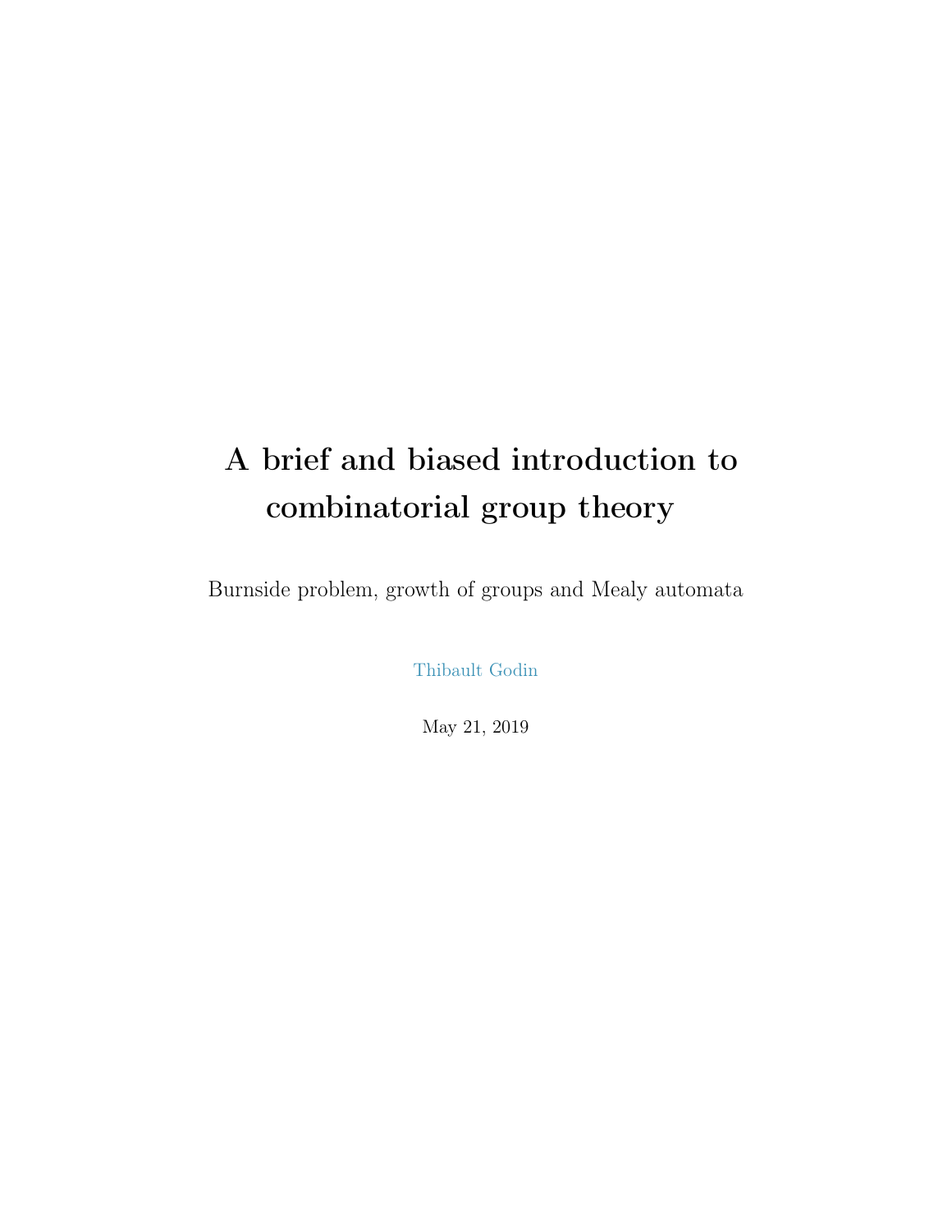# A brief and biased introduction to combinatorial group theory

Burnside problem, growth of groups and Mealy automata

Thibault Godin

May 21, 2019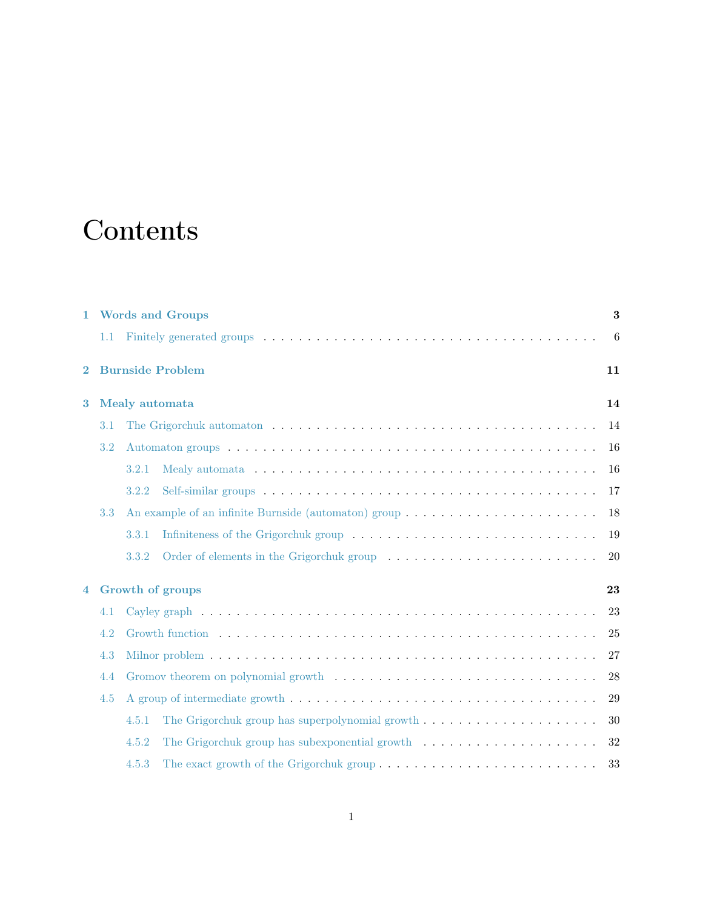# Contents

**1 Words and Groups** — **3**

- 1.1 Finitely generated groups — 6

**2 Burnside Problem** — **11**

**3 Mealy automata** — **14**

- 3.1 The Grigorchuk automaton — 14
- 3.2 Automaton groups — 16
  - 3.2.1 Mealy automata — 16
  - 3.2.2 Self-similar groups — 17
- 3.3 An example of an infinite Burnside (automaton) group — 18
  - 3.3.1 Infiniteness of the Grigorchuk group — 19
  - 3.3.2 Order of elements in the Grigorchuk group — 20

**4 Growth of groups** — **23**

- 4.1 Cayley graph — 23
- 4.2 Growth function — 25
- 4.3 Milnor problem — 27
- 4.4 Gromov theorem on polynomial growth — 28
- 4.5 A group of intermediate growth — 29
  - 4.5.1 The Grigorchuk group has superpolynomial growth — 30
  - 4.5.2 The Grigorchuk group has subexponential growth — 32
  - 4.5.3 The exact growth of the Grigorchuk group — 33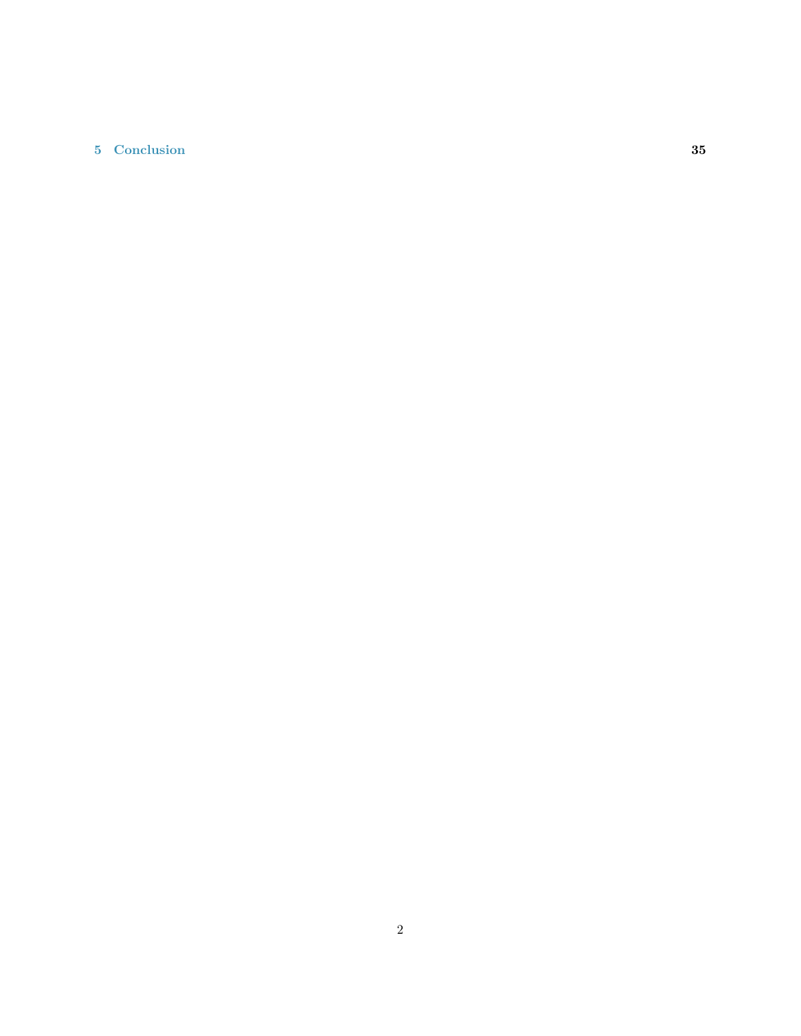**5 Conclusion** **35**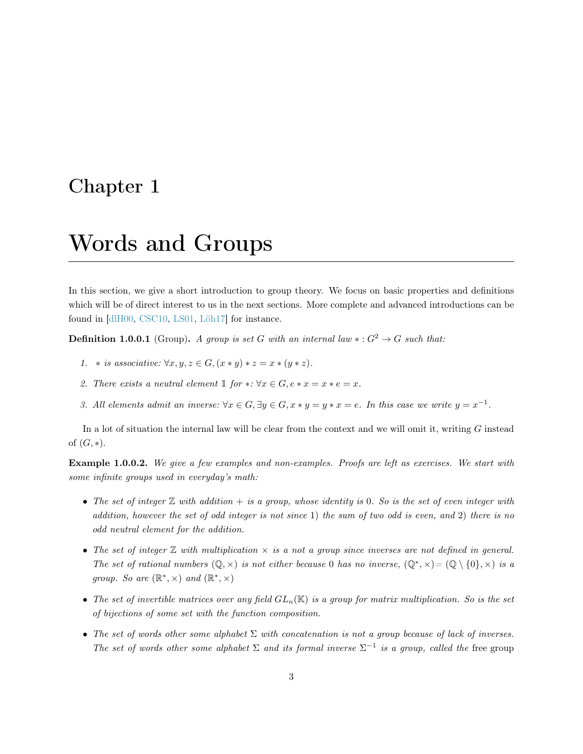# Chapter 1

# Words and Groups

In this section, we give a short introduction to group theory. We focus on basic properties and definitions which will be of direct interest to us in the next sections. More complete and advanced introductions can be found in [dlH00, CSC10, LS01, Löh17] for instance.

**Definition 1.0.0.1** (Group)**.** *A group is set $G$ with an internal law $* : G^2 \to G$ such that:*

1. *$*$ is associative: $\forall x, y, z \in G, (x * y) * z = x * (y * z)$.*
2. *There exists a neutral element $\mathbb{1}$ for $*$: $\forall x \in G, e * x = x * e = x$.*
3. *All elements admit an inverse: $\forall x \in G, \exists y \in G, x * y = y * x = e$. In this case we write $y = x^{-1}$.*

In a lot of situation the internal law will be clear from the context and we will omit it, writing $G$ instead of $(G, *)$.

**Example 1.0.0.2.** *We give a few examples and non-examples. Proofs are left as exercises. We start with some infinite groups used in everyday's math:*

- *The set of integer $\mathbb{Z}$ with addition $+$ is a group, whose identity is $0$. So is the set of even integer with addition, however the set of odd integer is not since 1) the sum of two odd is even, and 2) there is no odd neutral element for the addition.*
- *The set of integer $\mathbb{Z}$ with multiplication $\times$ is a not a group since inverses are not defined in general. The set of rational numbers $(\mathbb{Q}, \times)$ is not either because $0$ has no inverse, $(\mathbb{Q}^*, \times) = (\mathbb{Q} \setminus \{0\}, \times)$ is a group. So are $(\mathbb{R}^*, \times)$ and $(\mathbb{R}^*, \times)$*
- *The set of invertible matrices over any field $GL_n(\mathbb{K})$ is a group for matrix multiplication. So is the set of bijections of some set with the function composition.*
- *The set of words other some alphabet $\Sigma$ with concatenation is not a group because of lack of inverses. The set of words other some alphabet $\Sigma$ and its formal inverse $\Sigma^{-1}$ is a group, called the* free group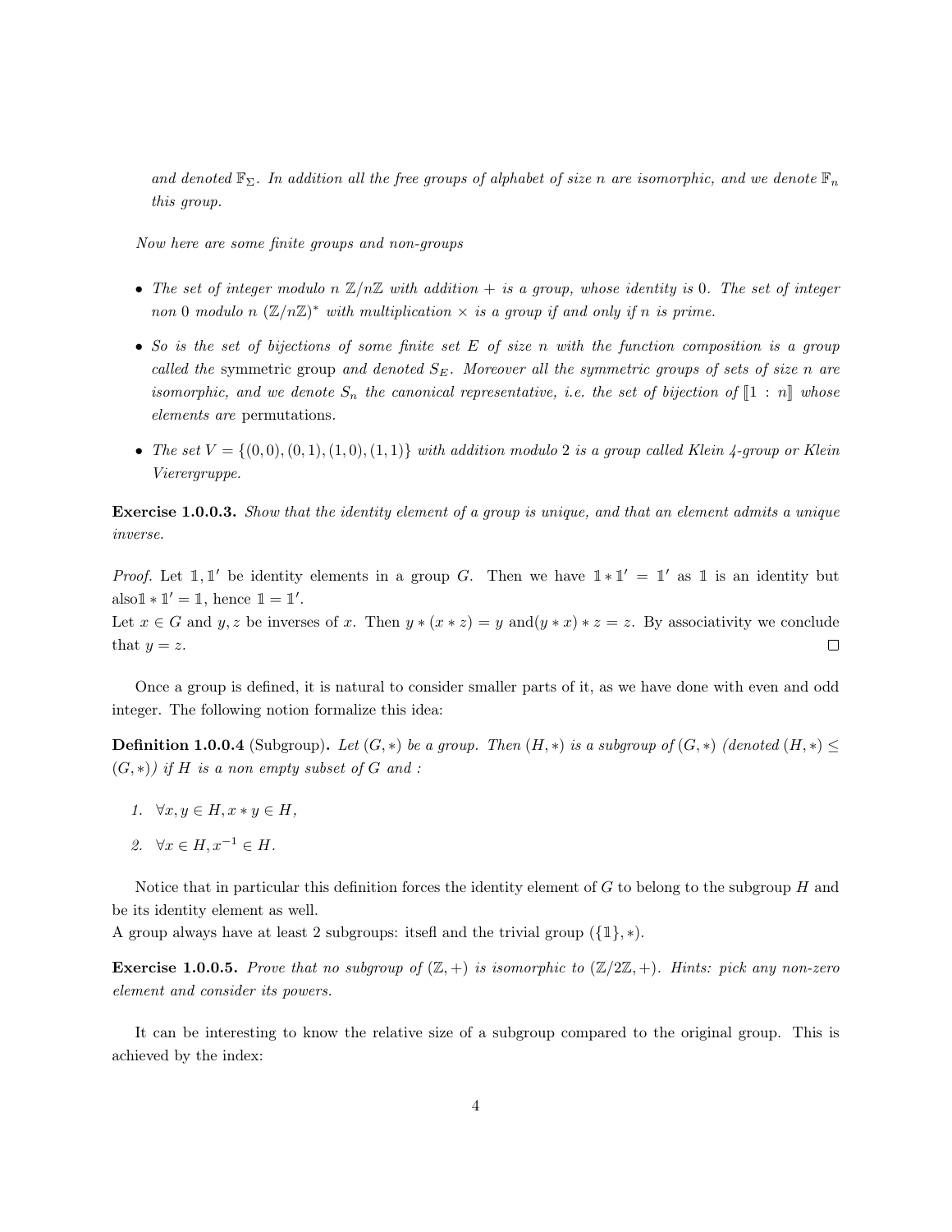*and denoted $\mathbb{F}_\Sigma$. In addition all the free groups of alphabet of size $n$ are isomorphic, and we denote $\mathbb{F}_n$ this group.*

*Now here are some finite groups and non-groups*

- *The set of integer modulo $n$ $\mathbb{Z}/n\mathbb{Z}$ with addition $+$ is a group, whose identity is $0$. The set of integer non $0$ modulo $n$ $(\mathbb{Z}/n\mathbb{Z})^*$ with multiplication $\times$ is a group if and only if $n$ is prime.*
- *So is the set of bijections of some finite set $E$ of size $n$ with the function composition is a group called the* symmetric group *and denoted $S_E$. Moreover all the symmetric groups of sets of size $n$ are isomorphic, and we denote $S_n$ the canonical representative, i.e. the set of bijection of $[\![1 : n]\!]$ whose elements are* permutations*.*
- *The set $V = \{(0,0),(0,1),(1,0),(1,1)\}$ with addition modulo $2$ is a group called Klein 4-group or Klein Vierergruppe.*

**Exercise 1.0.0.3.** *Show that the identity element of a group is unique, and that an element admits a unique inverse.*

*Proof.* Let $\mathbb{1}, \mathbb{1}'$ be identity elements in a group $G$. Then we have $\mathbb{1} * \mathbb{1}' = \mathbb{1}'$ as $\mathbb{1}$ is an identity but also$\mathbb{1} * \mathbb{1}' = \mathbb{1}$, hence $\mathbb{1} = \mathbb{1}'$.
Let $x \in G$ and $y, z$ be inverses of $x$. Then $y * (x * z) = y$ and$(y * x) * z = z$. By associativity we conclude that $y = z$. ∎

Once a group is defined, it is natural to consider smaller parts of it, as we have done with even and odd integer. The following notion formalize this idea:

**Definition 1.0.0.4** (Subgroup)**.** *Let $(G, *)$ be a group. Then $(H, *)$ is a subgroup of $(G, *)$ (denoted $(H, *) \leq (G, *)$) if $H$ is a non empty subset of $G$ and :*

1. $\forall x, y \in H, x * y \in H,$
2. $\forall x \in H, x^{-1} \in H.$

Notice that in particular this definition forces the identity element of $G$ to belong to the subgroup $H$ and be its identity element as well.
A group always have at least 2 subgroups: itsefl and the trivial group $(\{\mathbb{1}\}, *)$.

**Exercise 1.0.0.5.** *Prove that no subgroup of $(\mathbb{Z}, +)$ is isomorphic to $(\mathbb{Z}/2\mathbb{Z}, +)$. Hints: pick any non-zero element and consider its powers.*

It can be interesting to know the relative size of a subgroup compared to the original group. This is achieved by the index: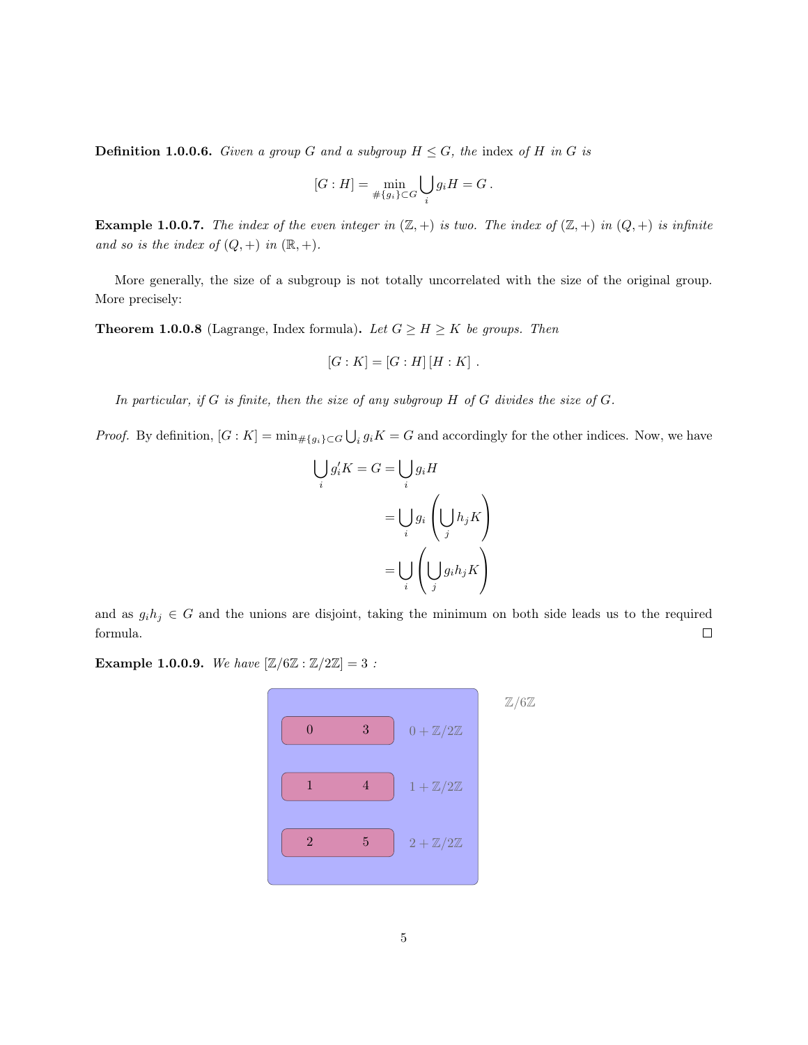**Definition 1.0.0.6.** *Given a group $G$ and a subgroup $H \leq G$, the* index *of $H$ in $G$ is*

$$[G : H] = \min_{\#\{g_i\} \subset G} \bigcup_i g_i H = G\,.$$

**Example 1.0.0.7.** *The index of the even integer in $(\mathbb{Z}, +)$ is two. The index of $(\mathbb{Z}, +)$ in $(Q, +)$ is infinite and so is the index of $(Q, +)$ in $(\mathbb{R}, +)$.*

More generally, the size of a subgroup is not totally uncorrelated with the size of the original group. More precisely:

**Theorem 1.0.0.8** (Lagrange, Index formula)**.** *Let $G \geq H \geq K$ be groups. Then*

$$[G : K] = [G : H]\,[H : K]\ .$$

*In particular, if $G$ is finite, then the size of any subgroup $H$ of $G$ divides the size of $G$.*

*Proof.* By definition, $[G : K] = \min_{\#\{g_i\} \subset G} \bigcup_i g_i K = G$ and accordingly for the other indices. Now, we have

$$\begin{aligned}
\bigcup_i g_i' K = G &= \bigcup_i g_i H \\
&= \bigcup_i g_i \left( \bigcup_j h_j K \right) \\
&= \bigcup_i \left( \bigcup_j g_i h_j K \right)
\end{aligned}$$

and as $g_i h_j \in G$ and the unions are disjoint, taking the minimum on both side leads us to the required formula. $\square$

**Example 1.0.0.9.** *We have $[\mathbb{Z}/6\mathbb{Z} : \mathbb{Z}/2\mathbb{Z}] = 3$ :*

$\mathbb{Z}/6\mathbb{Z}$

| | | |
|---|---|---|
| 0 | 3 | $0 + \mathbb{Z}/2\mathbb{Z}$ |
| 1 | 4 | $1 + \mathbb{Z}/2\mathbb{Z}$ |
| 2 | 5 | $2 + \mathbb{Z}/2\mathbb{Z}$ |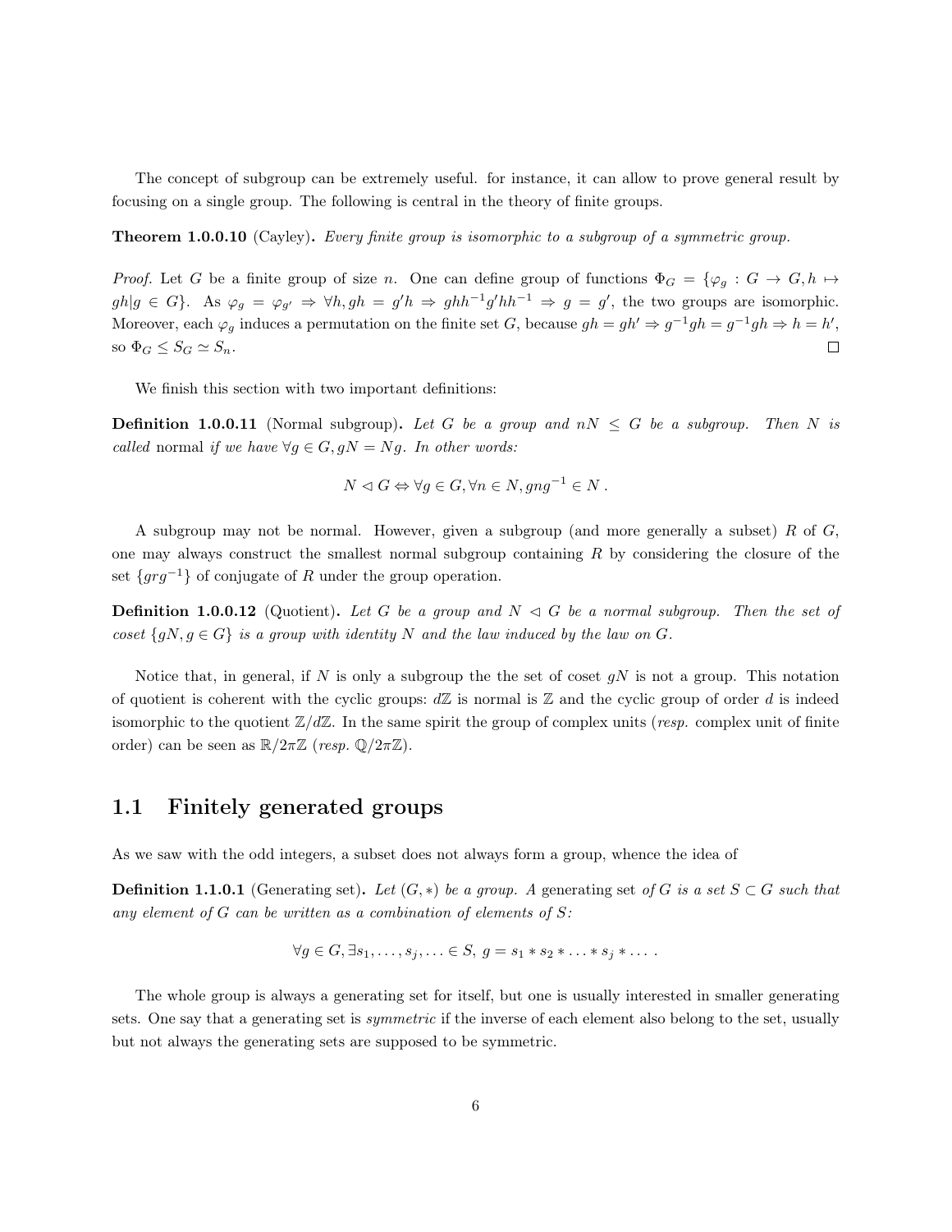The concept of subgroup can be extremely useful. for instance, it can allow to prove general result by focusing on a single group. The following is central in the theory of finite groups.

**Theorem 1.0.0.10** (Cayley)**.** *Every finite group is isomorphic to a subgroup of a symmetric group.*

*Proof.* Let $G$ be a finite group of size $n$. One can define group of functions $\Phi_G = \{\varphi_g : G \to G, h \mapsto gh | g \in G\}$. As $\varphi_g = \varphi_{g'} \Rightarrow \forall h, gh = g'h \Rightarrow ghh^{-1}g'hh^{-1} \Rightarrow g = g'$, the two groups are isomorphic. Moreover, each $\varphi_g$ induces a permutation on the finite set $G$, because $gh = gh' \Rightarrow g^{-1}gh = g^{-1}gh \Rightarrow h = h'$, so $\Phi_G \leq S_G \simeq S_n$. □

We finish this section with two important definitions:

**Definition 1.0.0.11** (Normal subgroup)**.** *Let $G$ be a group and $nN \leq G$ be a subgroup. Then $N$ is called* normal *if we have $\forall g \in G, gN = Ng$. In other words:*

$$N \lhd G \Leftrightarrow \forall g \in G, \forall n \in N, gng^{-1} \in N \,.$$

A subgroup may not be normal. However, given a subgroup (and more generally a subset) $R$ of $G$, one may always construct the smallest normal subgroup containing $R$ by considering the closure of the set $\{grg^{-1}\}$ of conjugate of $R$ under the group operation.

**Definition 1.0.0.12** (Quotient)**.** *Let $G$ be a group and $N \lhd G$ be a normal subgroup. Then the set of coset $\{gN, g \in G\}$ is a group with identity $N$ and the law induced by the law on $G$.*

Notice that, in general, if $N$ is only a subgroup the the set of coset $gN$ is not a group. This notation of quotient is coherent with the cyclic groups: $d\mathbb{Z}$ is normal is $\mathbb{Z}$ and the cyclic group of order $d$ is indeed isomorphic to the quotient $\mathbb{Z}/d\mathbb{Z}$. In the same spirit the group of complex units (*resp.* complex unit of finite order) can be seen as $\mathbb{R}/2\pi\mathbb{Z}$ (*resp.* $\mathbb{Q}/2\pi\mathbb{Z}$).

## 1.1 Finitely generated groups

As we saw with the odd integers, a subset does not always form a group, whence the idea of

**Definition 1.1.0.1** (Generating set)**.** *Let $(G, *)$ be a group. A* generating set *of $G$ is a set $S \subset G$ such that any element of $G$ can be written as a combination of elements of $S$:*

$$\forall g \in G, \exists s_1, \ldots, s_j, \ldots \in S,\ g = s_1 * s_2 * \ldots * s_j * \ldots \,.$$

The whole group is always a generating set for itself, but one is usually interested in smaller generating sets. One say that a generating set is *symmetric* if the inverse of each element also belong to the set, usually but not always the generating sets are supposed to be symmetric.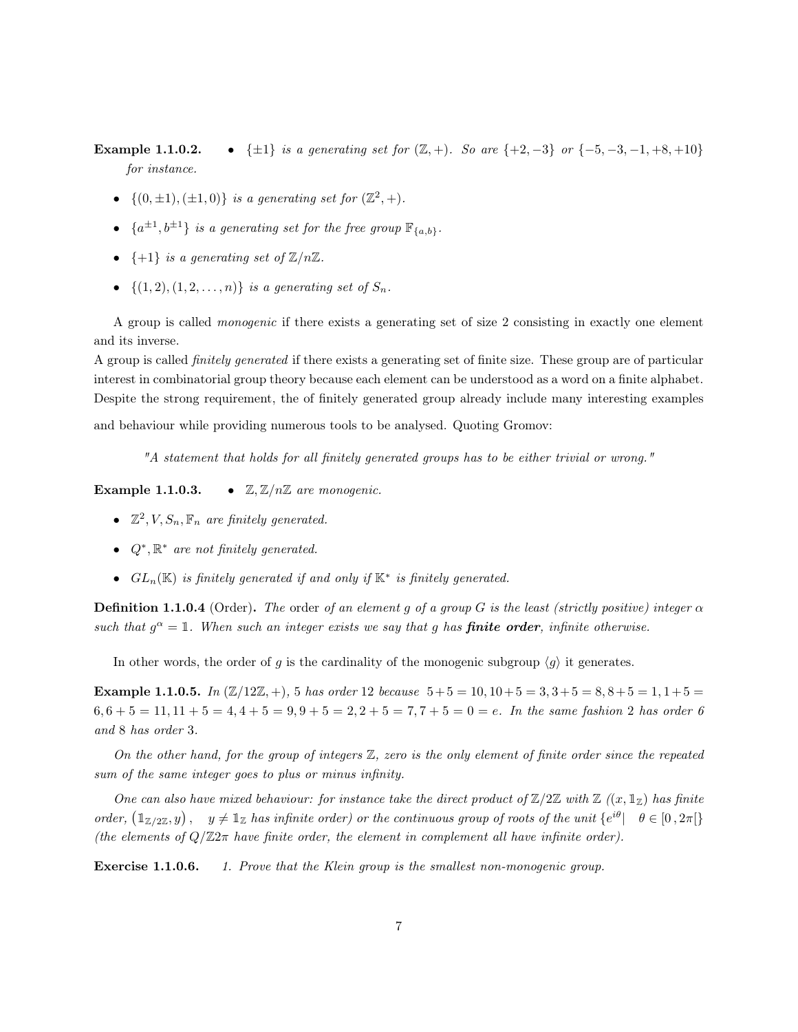**Example 1.1.0.2.**

- *$\{\pm 1\}$ is a generating set for $(\mathbb{Z}, +)$. So are $\{+2, -3\}$ or $\{-5, -3, -1, +8, +10\}$ for instance.*
- *$\{(0, \pm 1), (\pm 1, 0)\}$ is a generating set for $(\mathbb{Z}^2, +)$.*
- *$\{a^{\pm 1}, b^{\pm 1}\}$ is a generating set for the free group $\mathbb{F}_{\{a,b\}}$.*
- *$\{+1\}$ is a generating set of $\mathbb{Z}/n\mathbb{Z}$.*
- *$\{(1, 2), (1, 2, \ldots, n)\}$ is a generating set of $S_n$.*

A group is called *monogenic* if there exists a generating set of size 2 consisting in exactly one element and its inverse.
A group is called *finitely generated* if there exists a generating set of finite size. These group are of particular interest in combinatorial group theory because each element can be understood as a word on a finite alphabet. Despite the strong requirement, the of finitely generated group already include many interesting examples and behaviour while providing numerous tools to be analysed. Quoting Gromov:

> *"A statement that holds for all finitely generated groups has to be either trivial or wrong."*

**Example 1.1.0.3.**

- *$\mathbb{Z}, \mathbb{Z}/n\mathbb{Z}$ are monogenic.*
- *$\mathbb{Z}^2, V, S_n, \mathbb{F}_n$ are finitely generated.*
- *$Q^*, \mathbb{R}^*$ are not finitely generated.*
- *$GL_n(\mathbb{K})$ is finitely generated if and only if $\mathbb{K}^*$ is finitely generated.*

**Definition 1.1.0.4** (Order)**.** *The* order *of an element $g$ of a group $G$ is the least (strictly positive) integer $\alpha$ such that $g^\alpha = \mathbb{1}$. When such an integer exists we say that $g$ has **finite order**, infinite otherwise.*

In other words, the order of $g$ is the cardinality of the monogenic subgroup $\langle g \rangle$ it generates.

**Example 1.1.0.5.** *In $(\mathbb{Z}/12\mathbb{Z}, +)$, 5 has order 12 because $5+5 = 10, 10+5 = 3, 3+5 = 8, 8+5 = 1, 1+5 = 6, 6+5 = 11, 11+5 = 4, 4+5 = 9, 9+5 = 2, 2+5 = 7, 7+5 = 0 = e$. In the same fashion 2 has order 6 and 8 has order 3.*

*On the other hand, for the group of integers $\mathbb{Z}$, zero is the only element of finite order since the repeated sum of the same integer goes to plus or minus infinity.*

*One can also have mixed behaviour: for instance take the direct product of $\mathbb{Z}/2\mathbb{Z}$ with $\mathbb{Z}$ ($(x, \mathbb{1}_\mathbb{Z})$ has finite order, $\left(\mathbb{1}_{\mathbb{Z}/2\mathbb{Z}}, y\right), \quad y \neq \mathbb{1}_\mathbb{Z}$ has infinite order) or the continuous group of roots of the unit $\{e^{i\theta} | \quad \theta \in [0, 2\pi[\}$ (the elements of $Q/\mathbb{Z}2\pi$ have finite order, the element in complement all have infinite order).*

**Exercise 1.1.0.6.** *1. Prove that the Klein group is the smallest non-monogenic group.*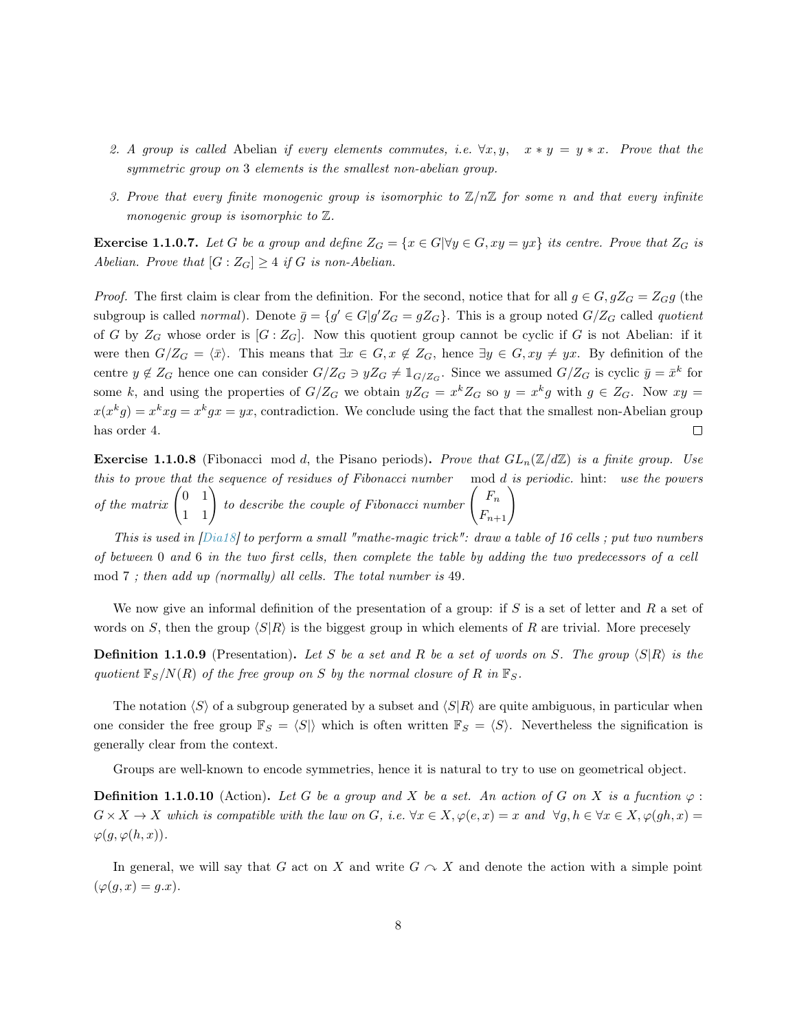2. *A group is called* Abelian *if every elements commutes, i.e.* $\forall x, y, \quad x * y = y * x$. *Prove that the symmetric group on* 3 *elements is the smallest non-abelian group.*

3. *Prove that every finite monogenic group is isomorphic to* $\mathbb{Z}/n\mathbb{Z}$ *for some* $n$ *and that every infinite monogenic group is isomorphic to* $\mathbb{Z}$.

**Exercise 1.1.0.7.** *Let* $G$ *be a group and define* $Z_G = \{x \in G | \forall y \in G, xy = yx\}$ *its centre. Prove that* $Z_G$ *is Abelian. Prove that* $[G : Z_G] \geq 4$ *if* $G$ *is non-Abelian.*

*Proof.* The first claim is clear from the definition. For the second, notice that for all $g \in G, gZ_G = Z_G g$ (the subgroup is called *normal*). Denote $\bar{g} = \{g' \in G | g'Z_G = gZ_G\}$. This is a group noted $G/Z_G$ called *quotient* of $G$ by $Z_G$ whose order is $[G : Z_G]$. Now this quotient group cannot be cyclic if $G$ is not Abelian: if it were then $G/Z_G = \langle \bar{x} \rangle$. This means that $\exists x \in G, x \notin Z_G$, hence $\exists y \in G, xy \neq yx$. By definition of the centre $y \notin Z_G$ hence one can consider $G/Z_G \ni yZ_G \neq \mathbb{1}_{G/Z_G}$. Since we assumed $G/Z_G$ is cyclic $\bar{y} = \bar{x}^k$ for some $k$, and using the properties of $G/Z_G$ we obtain $yZ_G = x^k Z_G$ so $y = x^k g$ with $g \in Z_G$. Now $xy = x(x^k g) = x^k x g = x^k g x = yx$, contradiction. We conclude using the fact that the smallest non-Abelian group has order 4. ∎

**Exercise 1.1.0.8** (Fibonacci mod $d$, the Pisano periods)**.** *Prove that* $GL_n(\mathbb{Z}/d\mathbb{Z})$ *is a finite group. Use this to prove that the sequence of residues of Fibonacci number* mod $d$ *is periodic.* hint: *use the powers of the matrix* $\begin{pmatrix} 0 & 1 \\ 1 & 1 \end{pmatrix}$ *to describe the couple of Fibonacci number* $\begin{pmatrix} F_n \\ F_{n+1} \end{pmatrix}$

*This is used in [Dia18] to perform a small "mathe-magic trick": draw a table of 16 cells ; put two numbers of between* 0 *and* 6 *in the two first cells, then complete the table by adding the two predecessors of a cell* mod 7 *; then add up (normally) all cells. The total number is* 49.

We now give an informal definition of the presentation of a group: if $S$ is a set of letter and $R$ a set of words on $S$, then the group $\langle S | R \rangle$ is the biggest group in which elements of $R$ are trivial. More precesely

**Definition 1.1.0.9** (Presentation)**.** *Let* $S$ *be a set and* $R$ *be a set of words on* $S$. *The group* $\langle S | R \rangle$ *is the quotient* $\mathbb{F}_S / N(R)$ *of the free group on* $S$ *by the normal closure of* $R$ *in* $\mathbb{F}_S$.

The notation $\langle S \rangle$ of a subgroup generated by a subset and $\langle S | R \rangle$ are quite ambiguous, in particular when one consider the free group $\mathbb{F}_S = \langle S | \rangle$ which is often written $\mathbb{F}_S = \langle S \rangle$. Nevertheless the signification is generally clear from the context.

Groups are well-known to encode symmetries, hence it is natural to try to use on geometrical object.

**Definition 1.1.0.10** (Action)**.** *Let* $G$ *be a group and* $X$ *be a set. An action of* $G$ *on* $X$ *is a fucntion* $\varphi : G \times X \to X$ *which is compatible with the law on* $G$, *i.e.* $\forall x \in X, \varphi(e, x) = x$ *and* $\forall g, h \in \forall x \in X, \varphi(gh, x) = \varphi(g, \varphi(h, x))$.

In general, we will say that $G$ act on $X$ and write $G \curvearrowright X$ and denote the action with a simple point ($\varphi(g, x) = g.x$).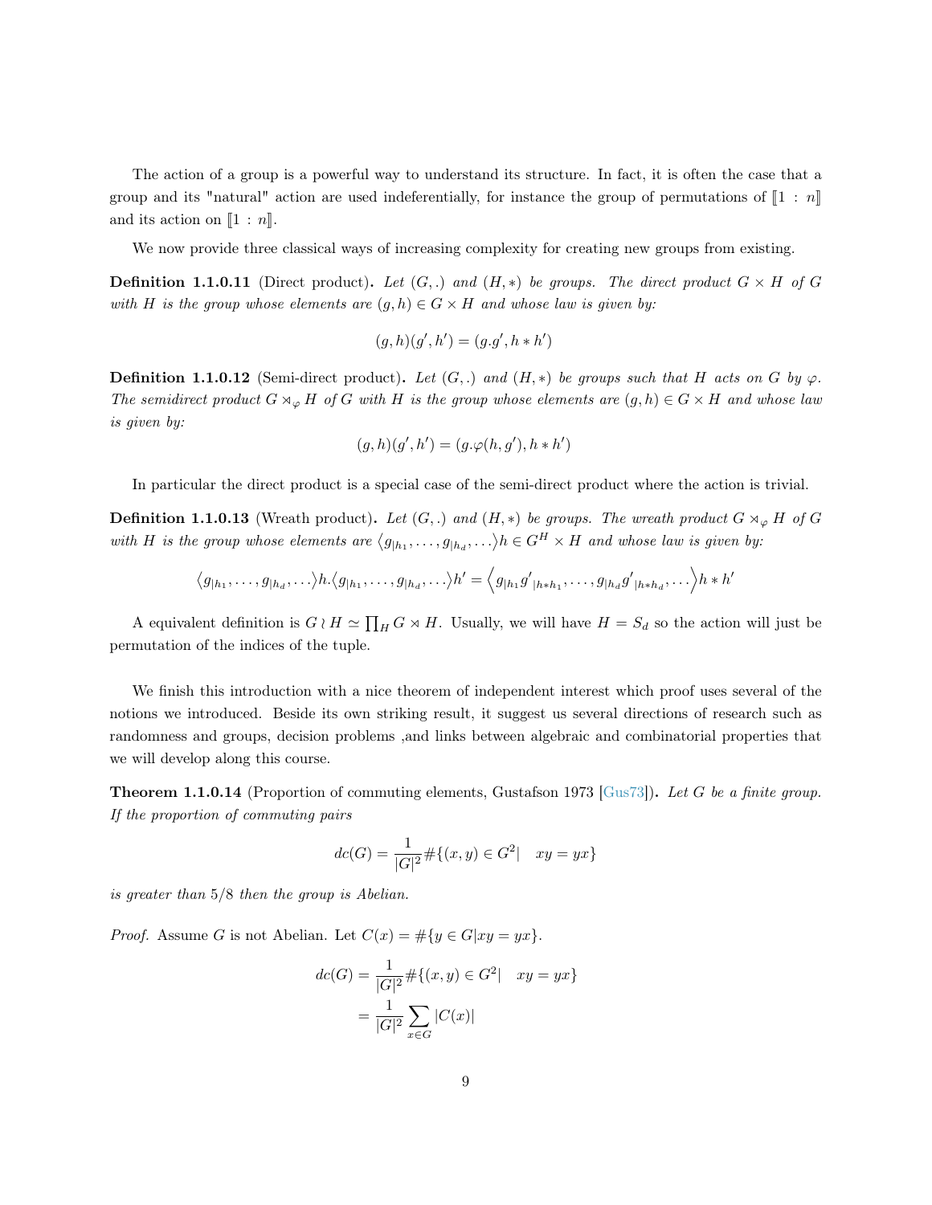The action of a group is a powerful way to understand its structure. In fact, it is often the case that a group and its "natural" action are used indeferentially, for instance the group of permutations of $[\![1 : n]\!]$ and its action on $[\![1 : n]\!]$.

We now provide three classical ways of increasing complexity for creating new groups from existing.

**Definition 1.1.0.11** (Direct product)**.** *Let $(G, .)$ and $(H, *)$ be groups. The direct product $G \times H$ of $G$ with $H$ is the group whose elements are $(g, h) \in G \times H$ and whose law is given by:*

$$(g, h)(g', h') = (g.g', h * h')$$

**Definition 1.1.0.12** (Semi-direct product)**.** *Let $(G, .)$ and $(H, *)$ be groups such that $H$ acts on $G$ by $\varphi$. The semidirect product $G \rtimes_\varphi H$ of $G$ with $H$ is the group whose elements are $(g, h) \in G \times H$ and whose law is given by:*

$$(g, h)(g', h') = (g.\varphi(h, g'), h * h')$$

In particular the direct product is a special case of the semi-direct product where the action is trivial.

**Definition 1.1.0.13** (Wreath product)**.** *Let $(G, .)$ and $(H, *)$ be groups. The wreath product $G \rtimes_\varphi H$ of $G$ with $H$ is the group whose elements are $\langle g_{|h_1}, \dots, g_{|h_d}, \dots \rangle h \in G^H \times H$ and whose law is given by:*

$$\langle g_{|h_1}, \dots, g_{|h_d}, \dots \rangle h . \langle g_{|h_1}, \dots, g_{|h_d}, \dots \rangle h' = \left\langle g_{|h_1} {g'}_{|h * h_1}, \dots, g_{|h_d} {g'}_{|h * h_d}, \dots \right\rangle h * h'$$

A equivalent definition is $G \wr H \simeq \prod_H G \rtimes H$. Usually, we will have $H = S_d$ so the action will just be permutation of the indices of the tuple.

We finish this introduction with a nice theorem of independent interest which proof uses several of the notions we introduced. Beside its own striking result, it suggest us several directions of research such as randomness and groups, decision problems ,and links between algebraic and combinatorial properties that we will develop along this course.

**Theorem 1.1.0.14** (Proportion of commuting elements, Gustafson 1973 [Gus73])**.** *Let $G$ be a finite group. If the proportion of commuting pairs*

$$dc(G) = \frac{1}{|G|^2} \#\{(x, y) \in G^2 | \quad xy = yx\}$$

*is greater than $5/8$ then the group is Abelian.*

*Proof.* Assume $G$ is not Abelian. Let $C(x) = \#\{y \in G | xy = yx\}$.

$$\begin{aligned}
dc(G) &= \frac{1}{|G|^2} \#\{(x, y) \in G^2 | \quad xy = yx\} \\
&= \frac{1}{|G|^2} \sum_{x \in G} |C(x)|
\end{aligned}$$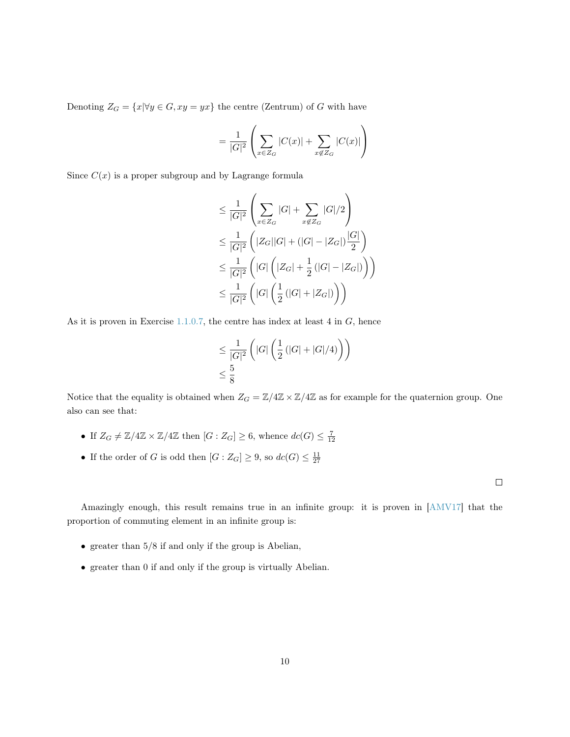Denoting $Z_G = \{x | \forall y \in G, xy = yx\}$ the centre (Zentrum) of $G$ with have

$$= \frac{1}{|G|^2} \left( \sum_{x \in Z_G} |C(x)| + \sum_{x \notin Z_G} |C(x)| \right)$$

Since $C(x)$ is a proper subgroup and by Lagrange formula

$$\begin{aligned}
&\leq \frac{1}{|G|^2} \left( \sum_{x \in Z_G} |G| + \sum_{x \notin Z_G} |G|/2 \right) \\
&\leq \frac{1}{|G|^2} \left( |Z_G||G| + (|G| - |Z_G|) \frac{|G|}{2} \right) \\
&\leq \frac{1}{|G|^2} \left( |G| \left( |Z_G| + \frac{1}{2} \left( |G| - |Z_G| \right) \right) \right) \\
&\leq \frac{1}{|G|^2} \left( |G| \left( \frac{1}{2} \left( |G| + |Z_G| \right) \right) \right)
\end{aligned}$$

As it is proven in Exercise 1.1.0.7, the centre has index at least 4 in $G$, hence

$$\begin{aligned}
&\leq \frac{1}{|G|^2} \left( |G| \left( \frac{1}{2} \left( |G| + |G|/4 \right) \right) \right) \\
&\leq \frac{5}{8}
\end{aligned}$$

Notice that the equality is obtained when $Z_G = \mathbb{Z}/4\mathbb{Z} \times \mathbb{Z}/4\mathbb{Z}$ as for example for the quaternion group. One also can see that:

- If $Z_G \neq \mathbb{Z}/4\mathbb{Z} \times \mathbb{Z}/4\mathbb{Z}$ then $[G : Z_G] \geq 6$, whence $dc(G) \leq \frac{7}{12}$
- If the order of $G$ is odd then $[G : Z_G] \geq 9$, so $dc(G) \leq \frac{11}{27}$

□

Amazingly enough, this result remains true in an infinite group: it is proven in [AMV17] that the proportion of commuting element in an infinite group is:

- greater than 5/8 if and only if the group is Abelian,
- greater than 0 if and only if the group is virtually Abelian.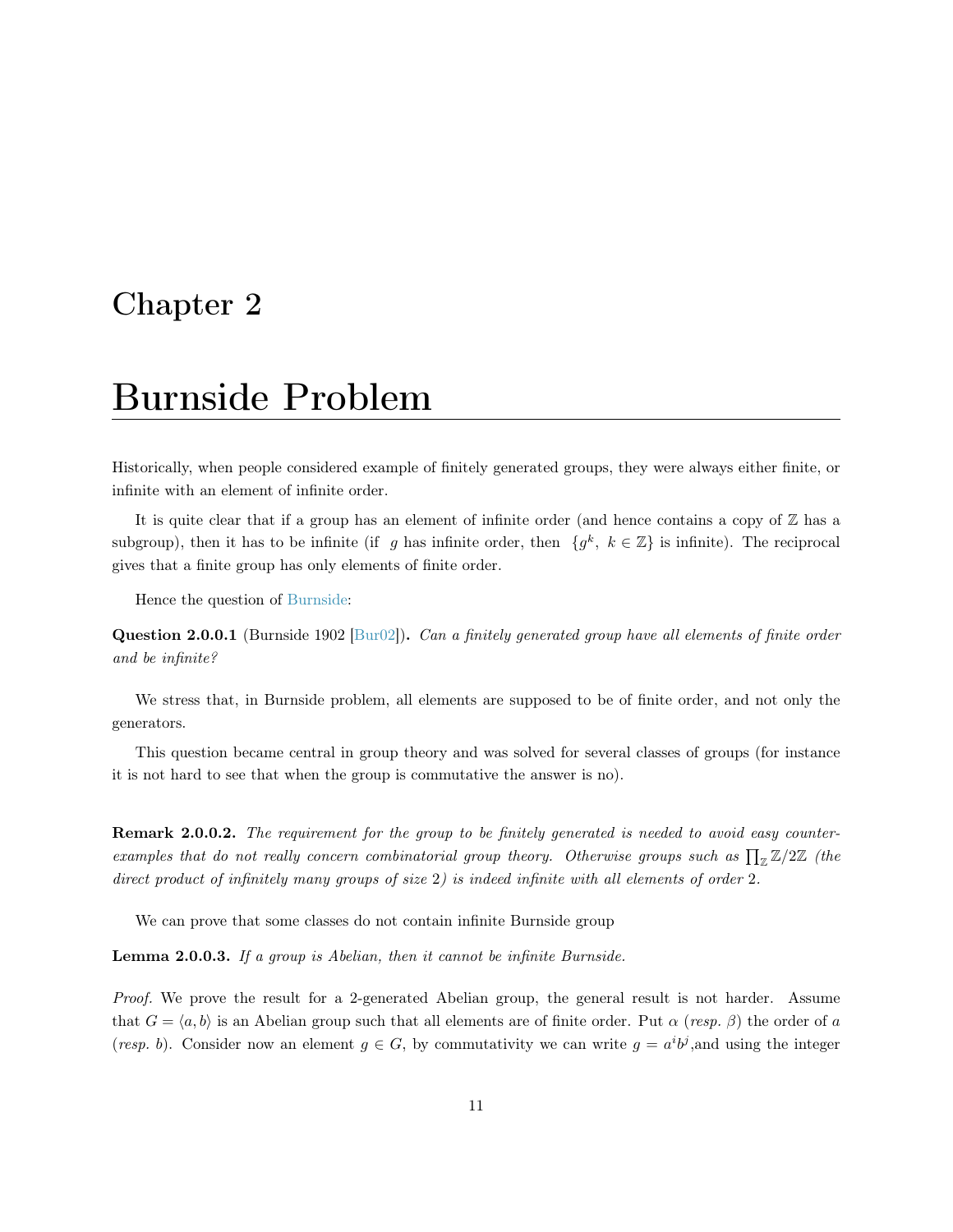# Chapter 2

# Burnside Problem

Historically, when people considered example of finitely generated groups, they were always either finite, or infinite with an element of infinite order.

It is quite clear that if a group has an element of infinite order (and hence contains a copy of $\mathbb{Z}$ has a subgroup), then it has to be infinite (if $g$ has infinite order, then $\{g^k,\ k \in \mathbb{Z}\}$ is infinite). The reciprocal gives that a finite group has only elements of finite order.

Hence the question of Burnside:

**Question 2.0.0.1** (Burnside 1902 [Bur02]). *Can a finitely generated group have all elements of finite order and be infinite?*

We stress that, in Burnside problem, all elements are supposed to be of finite order, and not only the generators.

This question became central in group theory and was solved for several classes of groups (for instance it is not hard to see that when the group is commutative the answer is no).

**Remark 2.0.0.2.** *The requirement for the group to be finitely generated is needed to avoid easy counter-examples that do not really concern combinatorial group theory. Otherwise groups such as $\prod_{\mathbb{Z}} \mathbb{Z}/2\mathbb{Z}$ (the direct product of infinitely many groups of size 2) is indeed infinite with all elements of order 2.*

We can prove that some classes do not contain infinite Burnside group

**Lemma 2.0.0.3.** *If a group is Abelian, then it cannot be infinite Burnside.*

*Proof.* We prove the result for a 2-generated Abelian group, the general result is not harder. Assume that $G = \langle a, b \rangle$ is an Abelian group such that all elements are of finite order. Put $\alpha$ (*resp.* $\beta$) the order of $a$ (*resp.* $b$). Consider now an element $g \in G$, by commutativity we can write $g = a^i b^j$,and using the integer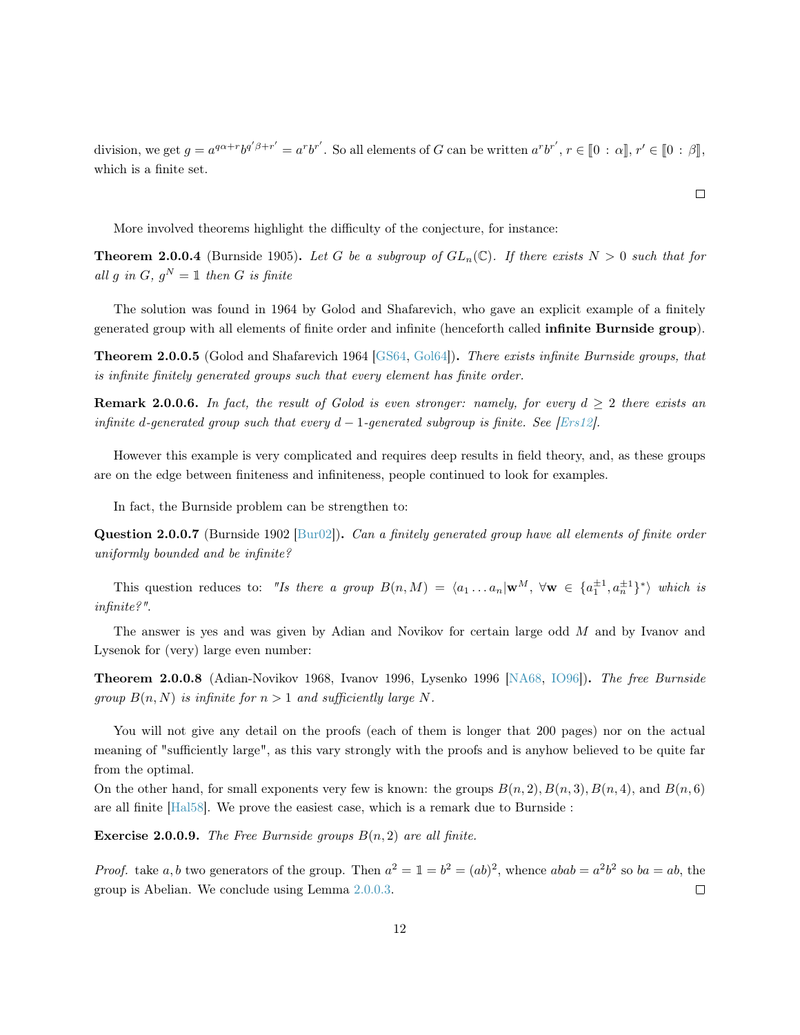division, we get $g = a^{q\alpha+r}b^{q'\beta+r'} = a^r b^{r'}$. So all elements of $G$ can be written $a^r b^{r'}$, $r \in [\![0 : \alpha]\!]$, $r' \in [\![0 : \beta]\!]$, which is a finite set.

□

More involved theorems highlight the difficulty of the conjecture, for instance:

**Theorem 2.0.0.4** (Burnside 1905)**.** *Let $G$ be a subgroup of $GL_n(\mathbb{C})$. If there exists $N > 0$ such that for all $g$ in $G$, $g^N = \mathbb{1}$ then $G$ is finite*

The solution was found in 1964 by Golod and Shafarevich, who gave an explicit example of a finitely generated group with all elements of finite order and infinite (henceforth called **infinite Burnside group**).

**Theorem 2.0.0.5** (Golod and Shafarevich 1964 [GS64, Gol64])**.** *There exists infinite Burnside groups, that is infinite finitely generated groups such that every element has finite order.*

**Remark 2.0.0.6.** *In fact, the result of Golod is even stronger: namely, for every $d \geq 2$ there exists an infinite $d$-generated group such that every $d-1$-generated subgroup is finite. See [Ers12].*

However this example is very complicated and requires deep results in field theory, and, as these groups are on the edge between finiteness and infiniteness, people continued to look for examples.

In fact, the Burnside problem can be strengthen to:

**Question 2.0.0.7** (Burnside 1902 [Bur02])**.** *Can a finitely generated group have all elements of finite order uniformly bounded and be infinite?*

This question reduces to: *"Is there a group $B(n, M) = \langle a_1 \dots a_n | \mathbf{w}^M,\ \forall \mathbf{w} \in \{a_1^{\pm 1}, a_n^{\pm 1}\}^* \rangle$ which is infinite?".*

The answer is yes and was given by Adian and Novikov for certain large odd $M$ and by Ivanov and Lysenok for (very) large even number:

**Theorem 2.0.0.8** (Adian-Novikov 1968, Ivanov 1996, Lysenko 1996 [NA68, IO96])**.** *The free Burnside group $B(n, N)$ is infinite for $n > 1$ and sufficiently large $N$.*

You will not give any detail on the proofs (each of them is longer that 200 pages) nor on the actual meaning of "sufficiently large", as this vary strongly with the proofs and is anyhow believed to be quite far from the optimal.
On the other hand, for small exponents very few is known: the groups $B(n, 2), B(n, 3), B(n, 4)$, and $B(n, 6)$ are all finite [Hal58]. We prove the easiest case, which is a remark due to Burnside :

**Exercise 2.0.0.9.** *The Free Burnside groups $B(n, 2)$ are all finite.*

*Proof.* take $a, b$ two generators of the group. Then $a^2 = \mathbb{1} = b^2 = (ab)^2$, whence $abab = a^2b^2$ so $ba = ab$, the group is Abelian. We conclude using Lemma 2.0.0.3. □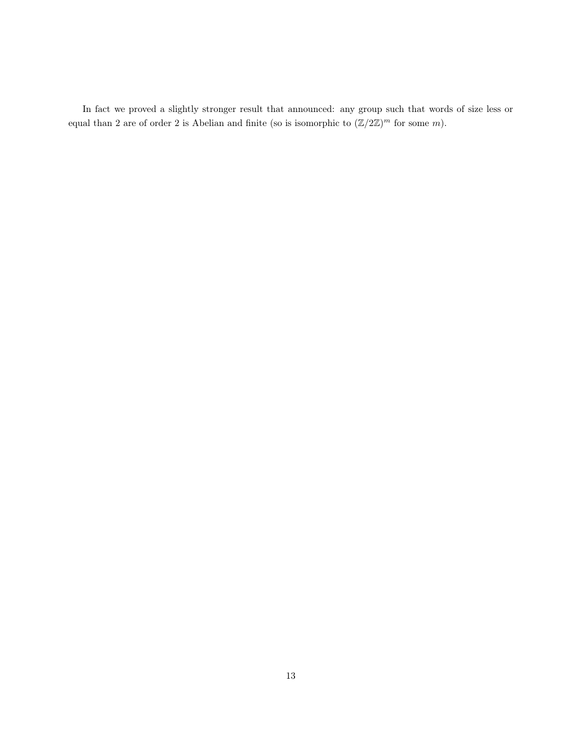In fact we proved a slightly stronger result that announced: any group such that words of size less or equal than 2 are of order 2 is Abelian and finite (so is isomorphic to $(\mathbb{Z}/2\mathbb{Z})^m$ for some $m$).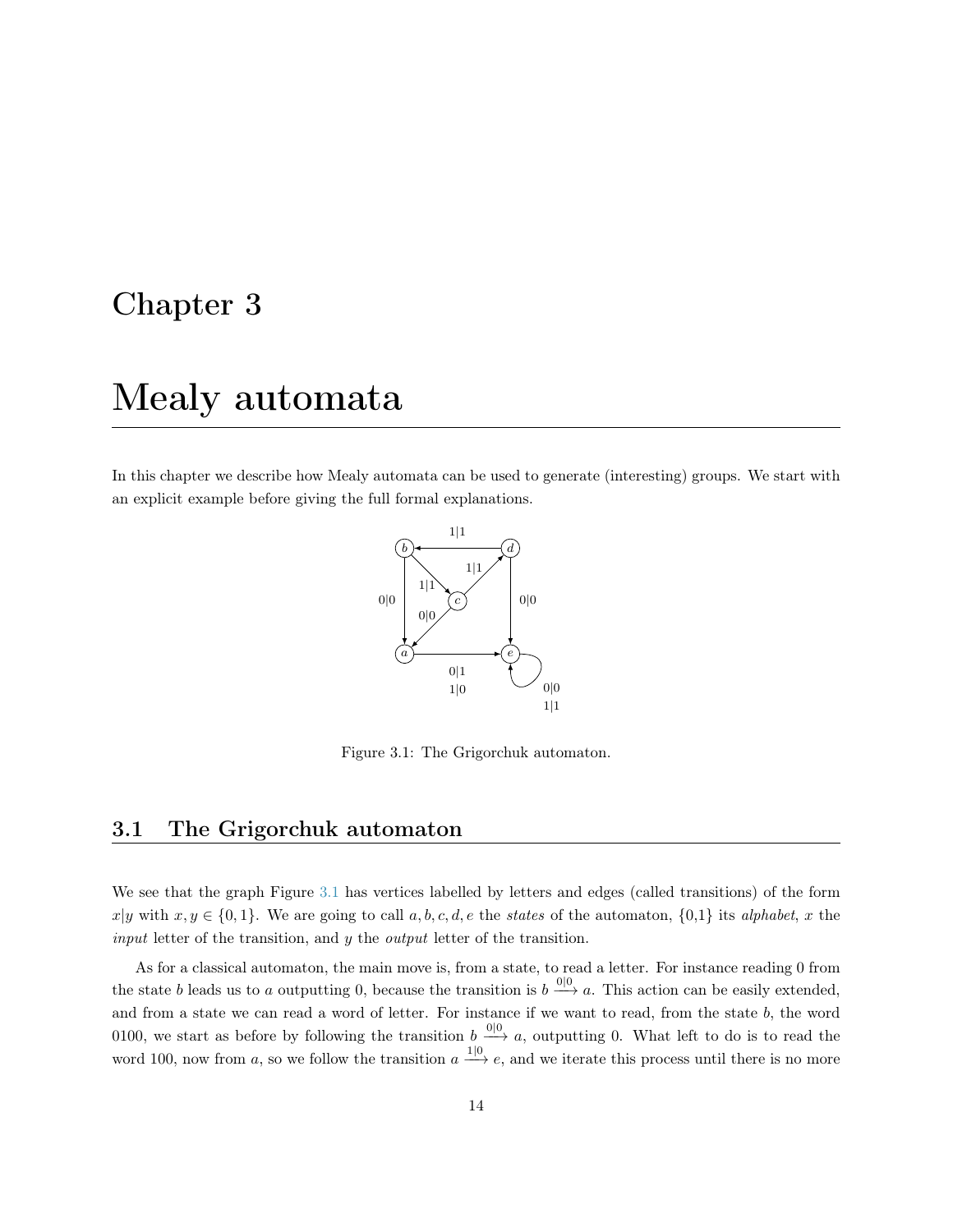# Chapter 3

# Mealy automata

In this chapter we describe how Mealy automata can be used to generate (interesting) groups. We start with an explicit example before giving the full formal explanations.

Figure 3.1: The Grigorchuk automaton.

## 3.1 The Grigorchuk automaton

We see that the graph Figure 3.1 has vertices labelled by letters and edges (called transitions) of the form $x|y$ with $x, y \in \{0, 1\}$. We are going to call $a, b, c, d, e$ the *states* of the automaton, {0,1} its *alphabet*, $x$ the *input* letter of the transition, and $y$ the *output* letter of the transition.

As for a classical automaton, the main move is, from a state, to read a letter. For instance reading 0 from the state $b$ leads us to $a$ outputting 0, because the transition is $b \xrightarrow{0|0} a$. This action can be easily extended, and from a state we can read a word of letter. For instance if we want to read, from the state $b$, the word 0100, we start as before by following the transition $b \xrightarrow{0|0} a$, outputting 0. What left to do is to read the word 100, now from $a$, so we follow the transition $a \xrightarrow{1|0} e$, and we iterate this process until there is no more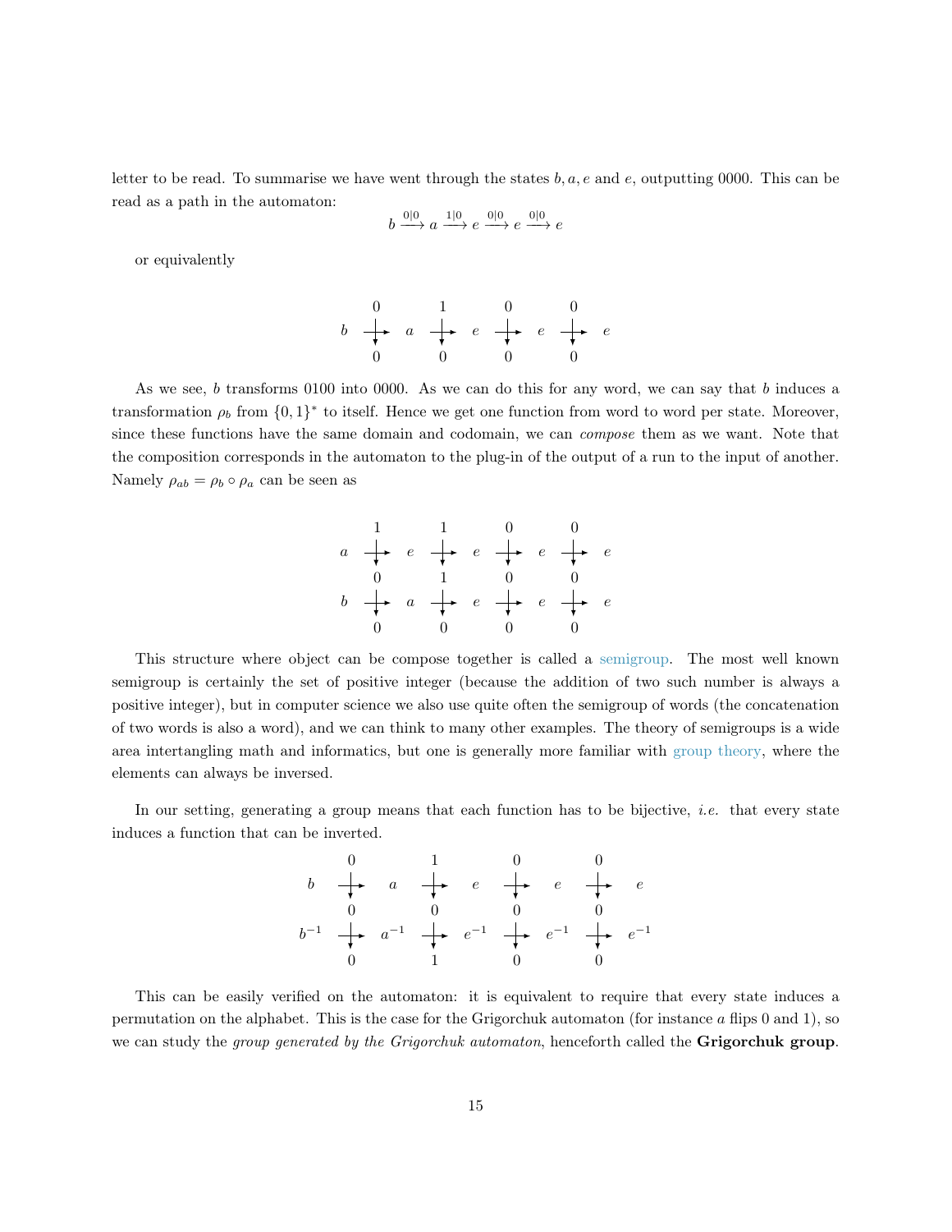letter to be read. To summarise we have went through the states $b, a, e$ and $e$, outputting 0000. This can be read as a path in the automaton:

$$b \xrightarrow{0|0} a \xrightarrow{1|0} e \xrightarrow{0|0} e \xrightarrow{0|0} e$$

or equivalently

$$\begin{array}{ccccccccc} & 0 & & 1 & & 0 & & 0 & \\ b & \text{+} & a & \text{+} & e & \text{+} & e & \text{+} & e \\ & 0 & & 0 & & 0 & & 0 & \end{array}$$

As we see, $b$ transforms 0100 into 0000. As we can do this for any word, we can say that $b$ induces a transformation $\rho_b$ from $\{0,1\}^*$ to itself. Hence we get one function from word to word per state. Moreover, since these functions have the same domain and codomain, we can *compose* them as we want. Note that the composition corresponds in the automaton to the plug-in of the output of a run to the input of another. Namely $\rho_{ab} = \rho_b \circ \rho_a$ can be seen as

$$\begin{array}{ccccccccc} & 1 & & 1 & & 0 & & 0 & \\ a & \text{+} & e & \text{+} & e & \text{+} & e & \text{+} & e \\ & 0 & & 1 & & 0 & & 0 & \\ b & \text{+} & a & \text{+} & e & \text{+} & e & \text{+} & e \\ & 0 & & 0 & & 0 & & 0 & \end{array}$$

This structure where object can be compose together is called a semigroup. The most well known semigroup is certainly the set of positive integer (because the addition of two such number is always a positive integer), but in computer science we also use quite often the semigroup of words (the concatenation of two words is also a word), and we can think to many other examples. The theory of semigroups is a wide area intertangling math and informatics, but one is generally more familiar with group theory, where the elements can always be inversed.

In our setting, generating a group means that each function has to be bijective, *i.e.* that every state induces a function that can be inverted.

$$\begin{array}{ccccccccc} & 0 & & 1 & & 0 & & 0 & \\ b & \text{+} & a & \text{+} & e & \text{+} & e & \text{+} & e \\ & 0 & & 0 & & 0 & & 0 & \\ b^{-1} & \text{+} & a^{-1} & \text{+} & e^{-1} & \text{+} & e^{-1} & \text{+} & e^{-1} \\ & 0 & & 1 & & 0 & & 0 & \end{array}$$

This can be easily verified on the automaton: it is equivalent to require that every state induces a permutation on the alphabet. This is the case for the Grigorchuk automaton (for instance $a$ flips 0 and 1), so we can study the *group generated by the Grigorchuk automaton*, henceforth called the **Grigorchuk group**.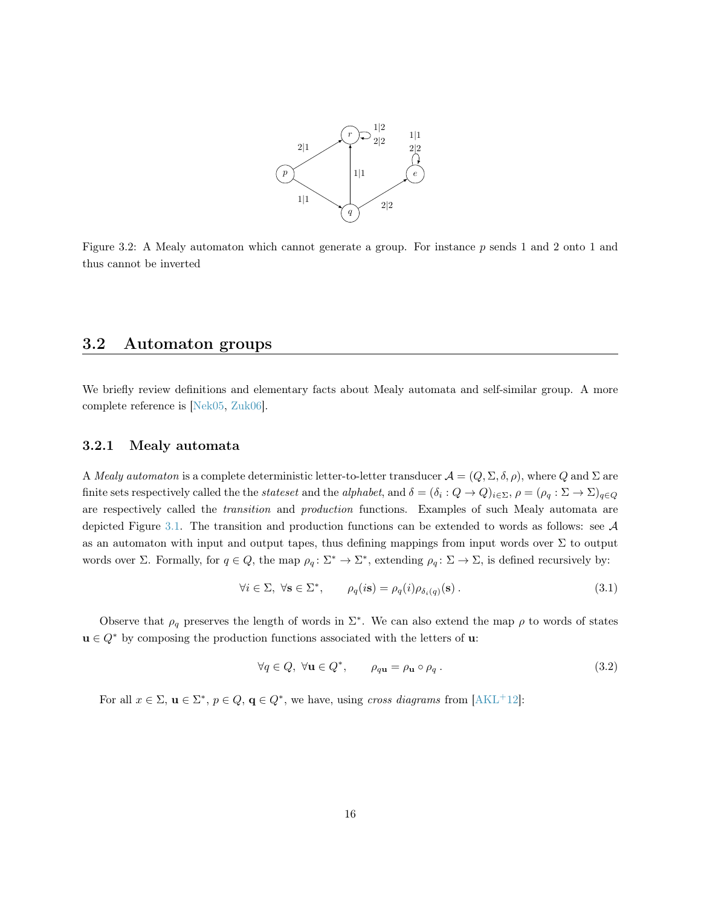Figure 3.2: A Mealy automaton which cannot generate a group. For instance $p$ sends 1 and 2 onto 1 and thus cannot be inverted

## 3.2 Automaton groups

We briefly review definitions and elementary facts about Mealy automata and self-similar group. A more complete reference is [Nek05, Zuk06].

### 3.2.1 Mealy automata

A *Mealy automaton* is a complete deterministic letter-to-letter transducer $\mathcal{A} = (Q, \Sigma, \delta, \rho)$, where $Q$ and $\Sigma$ are finite sets respectively called the the *stateset* and the *alphabet*, and $\delta = (\delta_i : Q \to Q)_{i \in \Sigma}$, $\rho = (\rho_q : \Sigma \to \Sigma)_{q \in Q}$ are respectively called the *transition* and *production* functions. Examples of such Mealy automata are depicted Figure 3.1. The transition and production functions can be extended to words as follows: see $\mathcal{A}$ as an automaton with input and output tapes, thus defining mappings from input words over $\Sigma$ to output words over $\Sigma$. Formally, for $q \in Q$, the map $\rho_q \colon \Sigma^* \to \Sigma^*$, extending $\rho_q \colon \Sigma \to \Sigma$, is defined recursively by:

$$\forall i \in \Sigma,\ \forall \mathbf{s} \in \Sigma^*, \qquad \rho_q(i\mathbf{s}) = \rho_q(i)\rho_{\delta_i(q)}(\mathbf{s})\,. \tag{3.1}$$

Observe that $\rho_q$ preserves the length of words in $\Sigma^*$. We can also extend the map $\rho$ to words of states $\mathbf{u} \in Q^*$ by composing the production functions associated with the letters of $\mathbf{u}$:

$$\forall q \in Q,\ \forall \mathbf{u} \in Q^*, \qquad \rho_{q\mathbf{u}} = \rho_{\mathbf{u}} \circ \rho_q\,. \tag{3.2}$$

For all $x \in \Sigma$, $\mathbf{u} \in \Sigma^*$, $p \in Q$, $\mathbf{q} \in Q^*$, we have, using *cross diagrams* from [AKL+12]: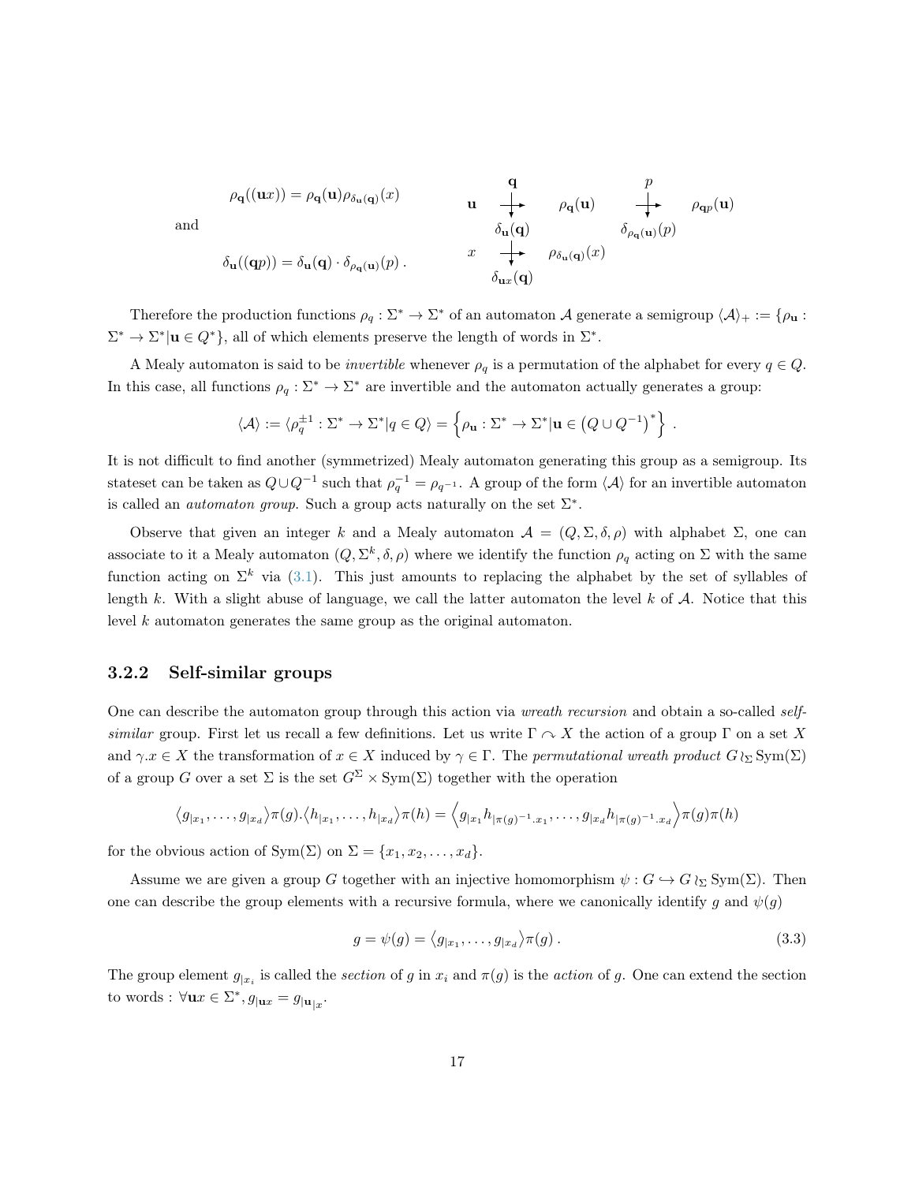$$\rho_{\mathbf{q}}((\mathbf{u}x)) = \rho_{\mathbf{q}}(\mathbf{u})\rho_{\delta_{\mathbf{u}}(\mathbf{q})}(x)$$

and

$$\delta_{\mathbf{u}}((\mathbf{q}p)) = \delta_{\mathbf{u}}(\mathbf{q}) \cdot \delta_{\rho_{\mathbf{q}}(\mathbf{u})}(p) .$$

$$\begin{array}{ccccc} & \mathbf{q} & & p & \\ \mathbf{u} & \longrightarrow & \rho_{\mathbf{q}}(\mathbf{u}) & \longrightarrow & \rho_{\mathbf{q}p}(\mathbf{u}) \\ & \delta_{\mathbf{u}}(\mathbf{q}) & & \delta_{\rho_{\mathbf{q}}(\mathbf{u})}(p) & \\ x & \longrightarrow & \rho_{\delta_{\mathbf{u}}(\mathbf{q})}(x) & & \\ & \delta_{\mathbf{u}x}(\mathbf{q}) & & & \end{array}$$

Therefore the production functions $\rho_q : \Sigma^* \to \Sigma^*$ of an automaton $\mathcal{A}$ generate a semigroup $\langle \mathcal{A} \rangle_+ := \{\rho_{\mathbf{u}} : \Sigma^* \to \Sigma^* | \mathbf{u} \in Q^*\}$, all of which elements preserve the length of words in $\Sigma^*$.

A Mealy automaton is said to be *invertible* whenever $\rho_q$ is a permutation of the alphabet for every $q \in Q$. In this case, all functions $\rho_q : \Sigma^* \to \Sigma^*$ are invertible and the automaton actually generates a group:

$$\langle \mathcal{A} \rangle := \langle \rho_q^{\pm 1} : \Sigma^* \to \Sigma^* | q \in Q \rangle = \left\{ \rho_{\mathbf{u}} : \Sigma^* \to \Sigma^* | \mathbf{u} \in \left(Q \cup Q^{-1}\right)^* \right\} .$$

It is not difficult to find another (symmetrized) Mealy automaton generating this group as a semigroup. Its stateset can be taken as $Q \cup Q^{-1}$ such that $\rho_q^{-1} = \rho_{q^{-1}}$. A group of the form $\langle \mathcal{A} \rangle$ for an invertible automaton is called an *automaton group*. Such a group acts naturally on the set $\Sigma^*$.

Observe that given an integer $k$ and a Mealy automaton $\mathcal{A} = (Q, \Sigma, \delta, \rho)$ with alphabet $\Sigma$, one can associate to it a Mealy automaton $(Q, \Sigma^k, \delta, \rho)$ where we identify the function $\rho_q$ acting on $\Sigma$ with the same function acting on $\Sigma^k$ via (3.1). This just amounts to replacing the alphabet by the set of syllables of length $k$. With a slight abuse of language, we call the latter automaton the level $k$ of $\mathcal{A}$. Notice that this level $k$ automaton generates the same group as the original automaton.

### 3.2.2 Self-similar groups

One can describe the automaton group through this action via *wreath recursion* and obtain a so-called *self-similar* group. First let us recall a few definitions. Let us write $\Gamma \curvearrowright X$ the action of a group $\Gamma$ on a set $X$ and $\gamma.x \in X$ the transformation of $x \in X$ induced by $\gamma \in \Gamma$. The *permutational wreath product* $G \wr_\Sigma \mathrm{Sym}(\Sigma)$ of a group $G$ over a set $\Sigma$ is the set $G^\Sigma \times \mathrm{Sym}(\Sigma)$ together with the operation

$$\left\langle g_{|x_1}, \dots, g_{|x_d} \right\rangle \pi(g) . \left\langle h_{|x_1}, \dots, h_{|x_d} \right\rangle \pi(h) = \left\langle g_{|x_1} h_{|\pi(g)^{-1}.x_1}, \dots, g_{|x_d} h_{|\pi(g)^{-1}.x_d} \right\rangle \pi(g)\pi(h)$$

for the obvious action of $\mathrm{Sym}(\Sigma)$ on $\Sigma = \{x_1, x_2, \dots, x_d\}$.

Assume we are given a group $G$ together with an injective homomorphism $\psi : G \hookrightarrow G \wr_\Sigma \mathrm{Sym}(\Sigma)$. Then one can describe the group elements with a recursive formula, where we canonically identify $g$ and $\psi(g)$

$$g = \psi(g) = \left\langle g_{|x_1}, \dots, g_{|x_d} \right\rangle \pi(g) . \tag{3.3}$$

The group element $g_{|x_i}$ is called the *section* of $g$ in $x_i$ and $\pi(g)$ is the *action* of $g$. One can extend the section to words : $\forall \mathbf{u}x \in \Sigma^*, g_{|\mathbf{u}x} = g_{|\mathbf{u}_{|x}}$.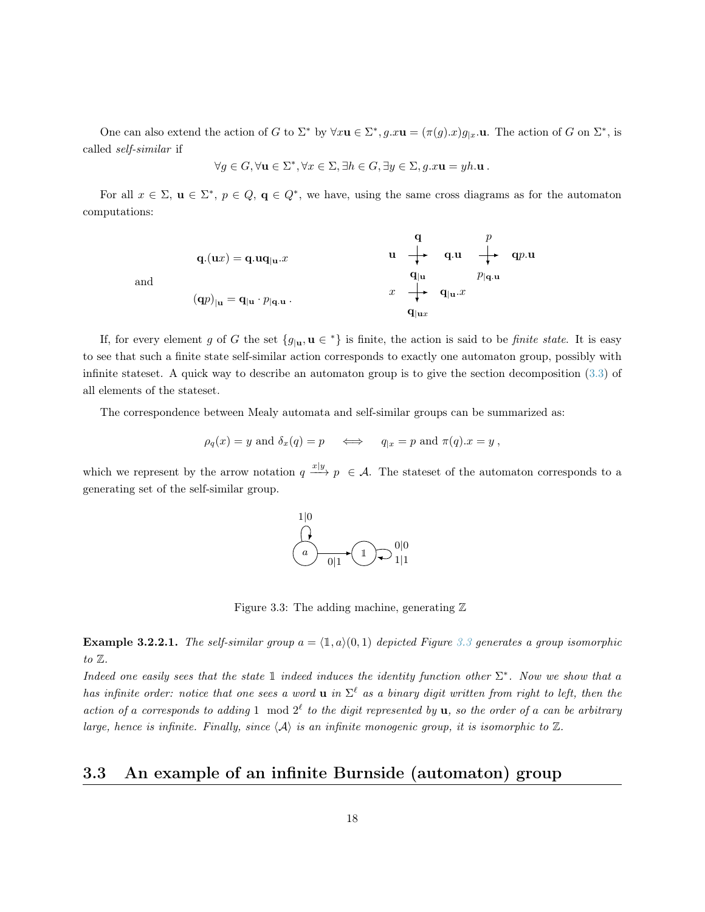One can also extend the action of $G$ to $\Sigma^*$ by $\forall x\mathbf{u} \in \Sigma^*, g.x\mathbf{u} = (\pi(g).x)g_{|x}.\mathbf{u}$. The action of $G$ on $\Sigma^*$, is called *self-similar* if

$$\forall g \in G, \forall \mathbf{u} \in \Sigma^*, \forall x \in \Sigma, \exists h \in G, \exists y \in \Sigma, g.x\mathbf{u} = yh.\mathbf{u}\,.$$

For all $x \in \Sigma$, $\mathbf{u} \in \Sigma^*$, $p \in Q$, $\mathbf{q} \in Q^*$, we have, using the same cross diagrams as for the automaton computations:

$$\mathbf{q}.(\mathbf{u}x) = \mathbf{q}.\mathbf{u}\mathbf{q}_{|\mathbf{u}}.x$$

and

$$(\mathbf{q}p)_{|\mathbf{u}} = \mathbf{q}_{|\mathbf{u}} \cdot p_{|\mathbf{q}.\mathbf{u}}\,.$$

If, for every element $g$ of $G$ the set $\{g_{|\mathbf{u}}, \mathbf{u} \in {}^*\}$ is finite, the action is said to be *finite state*. It is easy to see that such a finite state self-similar action corresponds to exactly one automaton group, possibly with infinite stateset. A quick way to describe an automaton group is to give the section decomposition (3.3) of all elements of the stateset.

The correspondence between Mealy automata and self-similar groups can be summarized as:

$$\rho_q(x) = y \text{ and } \delta_x(q) = p \quad \Longleftrightarrow \quad q_{|x} = p \text{ and } \pi(q).x = y\,,$$

which we represent by the arrow notation $q \xrightarrow{x|y} p \in \mathcal{A}$. The stateset of the automaton corresponds to a generating set of the self-similar group.

Figure 3.3: The adding machine, generating $\mathbb{Z}$

**Example 3.2.2.1.** *The self-similar group $a = \langle \mathbb{1}, a\rangle(0,1)$ depicted Figure 3.3 generates a group isomorphic to $\mathbb{Z}$.*
*Indeed one easily sees that the state $\mathbb{1}$ indeed induces the identity function other $\Sigma^*$. Now we show that $a$ has infinite order: notice that one sees a word $\mathbf{u}$ in $\Sigma^\ell$ as a binary digit written from right to left, then the action of $a$ corresponds to adding $1 \mod 2^\ell$ to the digit represented by $\mathbf{u}$, so the order of $a$ can be arbitrary large, hence is infinite. Finally, since $\langle\mathcal{A}\rangle$ is an infinite monogenic group, it is isomorphic to $\mathbb{Z}$.*

## 3.3 An example of an infinite Burnside (automaton) group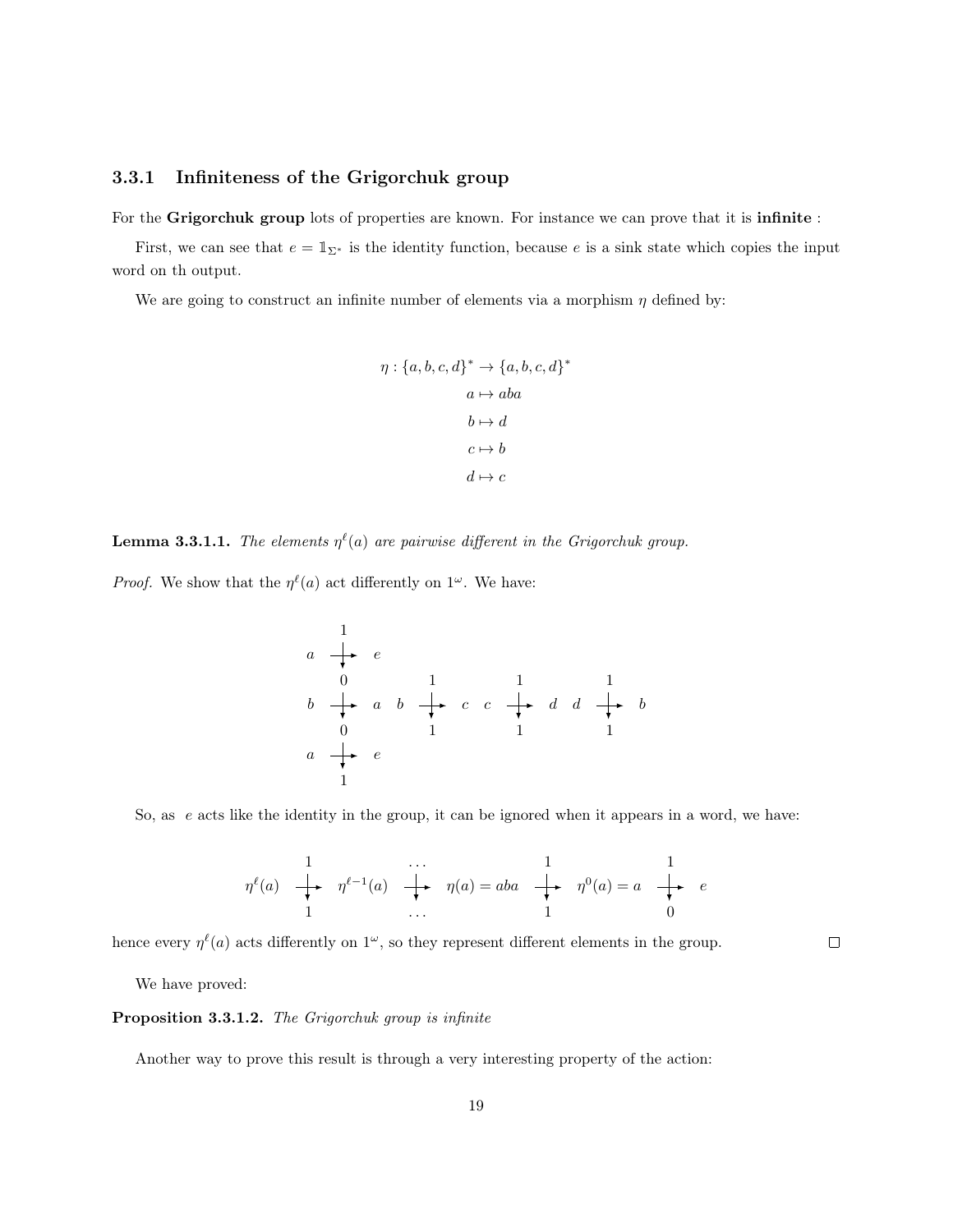### 3.3.1 Infiniteness of the Grigorchuk group

For the **Grigorchuk group** lots of properties are known. For instance we can prove that it is **infinite** :

First, we can see that $e = \mathbb{1}_{\Sigma^*}$ is the identity function, because $e$ is a sink state which copies the input word on th output.

We are going to construct an infinite number of elements via a morphism $\eta$ defined by:

$$
\begin{aligned}
\eta : \{a,b,c,d\}^* &\to \{a,b,c,d\}^* \\
a &\mapsto aba \\
b &\mapsto d \\
c &\mapsto b \\
d &\mapsto c
\end{aligned}
$$

**Lemma 3.3.1.1.** *The elements $\eta^\ell(a)$ are pairwise different in the Grigorchuk group.*

*Proof.* We show that the $\eta^\ell(a)$ act differently on $1^\omega$. We have:

$$
\begin{array}{ccc}
 & 1 & \\
a & \longrightarrow & e \\
 & 0 & \\
b & \longrightarrow & a \\
 & 0 & \\
a & \longrightarrow & e \\
 & 1 &
\end{array}
\qquad
\begin{array}{ccc}
 & 1 & \\
b & \longrightarrow & c \\
 & 1 &
\end{array}
\qquad
\begin{array}{ccc}
 & 1 & \\
c & \longrightarrow & d \\
 & 1 &
\end{array}
\qquad
\begin{array}{ccc}
 & 1 & \\
d & \longrightarrow & b \\
 & 1 &
\end{array}
$$

So, as $e$ acts like the identity in the group, it can be ignored when it appears in a word, we have:

$$
\begin{array}{ccccccccc}
 & 1 & & \dots & & 1 & & 1 & \\
\eta^\ell(a) & \longrightarrow & \eta^{\ell-1}(a) & \longrightarrow & \eta(a) = aba & \longrightarrow & \eta^0(a) = a & \longrightarrow & e \\
 & 1 & & \dots & & 1 & & 0 &
\end{array}
$$

hence every $\eta^\ell(a)$ acts differently on $1^\omega$, so they represent different elements in the group. ☐

We have proved:

**Proposition 3.3.1.2.** *The Grigorchuk group is infinite*

Another way to prove this result is through a very interesting property of the action: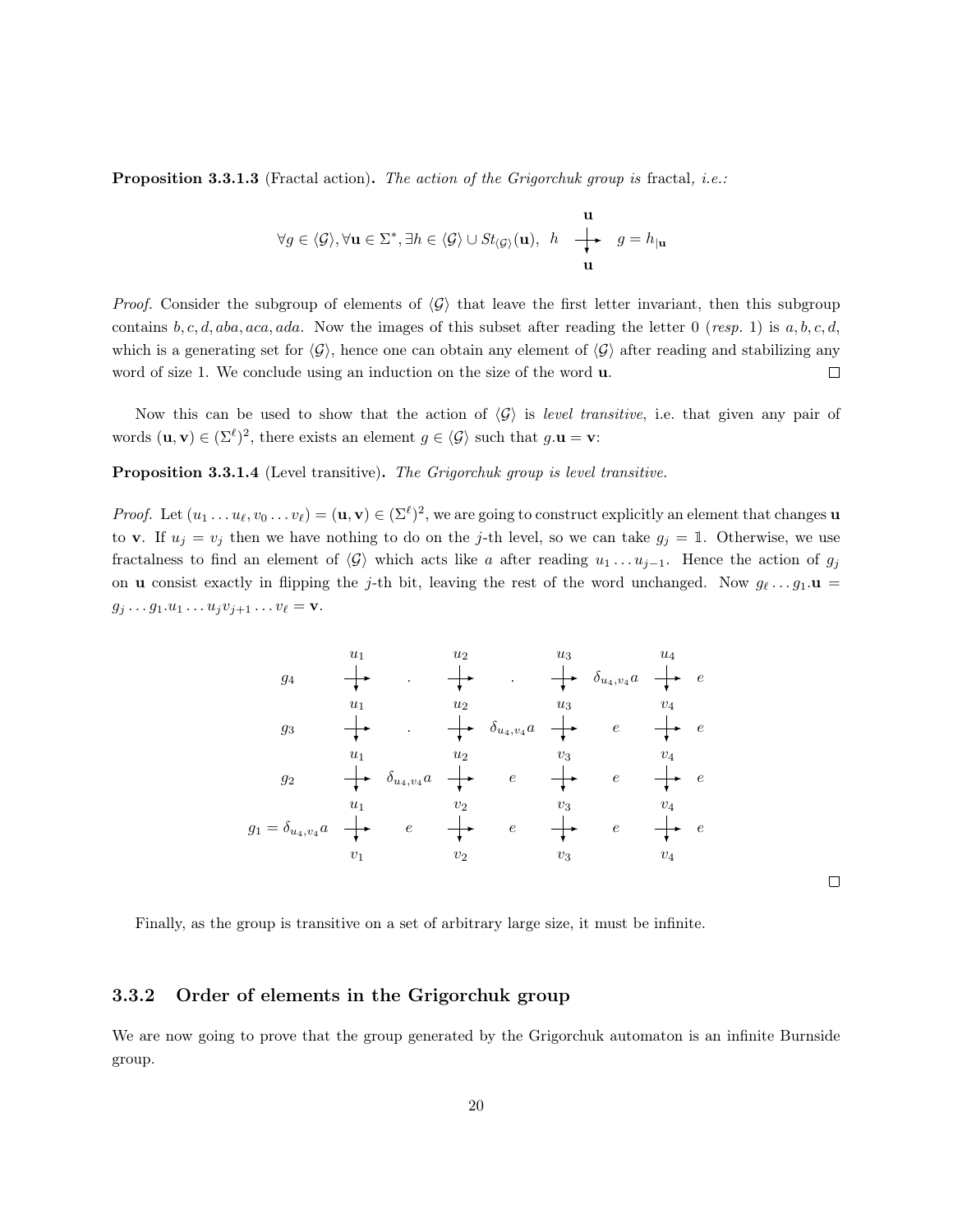**Proposition 3.3.1.3** (Fractal action)**.** *The action of the Grigorchuk group is* fractal*, i.e.:*

$$\forall g \in \langle \mathcal{G} \rangle, \forall \mathbf{u} \in \Sigma^*, \exists h \in \langle \mathcal{G} \rangle \cup St_{\langle \mathcal{G} \rangle}(\mathbf{u}),\ h \xrightarrow[\mathbf{u}]{\mathbf{u}} g = h_{|\mathbf{u}}$$

*Proof.* Consider the subgroup of elements of $\langle \mathcal{G} \rangle$ that leave the first letter invariant, then this subgroup contains $b, c, d, aba, aca, ada$. Now the images of this subset after reading the letter 0 (*resp.* 1) is $a, b, c, d$, which is a generating set for $\langle \mathcal{G} \rangle$, hence one can obtain any element of $\langle \mathcal{G} \rangle$ after reading and stabilizing any word of size 1. We conclude using an induction on the size of the word $\mathbf{u}$. □

Now this can be used to show that the action of $\langle \mathcal{G} \rangle$ is *level transitive*, i.e. that given any pair of words $(\mathbf{u}, \mathbf{v}) \in (\Sigma^\ell)^2$, there exists an element $g \in \langle \mathcal{G} \rangle$ such that $g.\mathbf{u} = \mathbf{v}$:

**Proposition 3.3.1.4** (Level transitive)**.** *The Grigorchuk group is level transitive.*

*Proof.* Let $(u_1 \dots u_\ell, v_0 \dots v_\ell) = (\mathbf{u}, \mathbf{v}) \in (\Sigma^\ell)^2$, we are going to construct explicitly an element that changes $\mathbf{u}$ to $\mathbf{v}$. If $u_j = v_j$ then we have nothing to do on the $j$-th level, so we can take $g_j = \mathbb{1}$. Otherwise, we use fractalness to find an element of $\langle \mathcal{G} \rangle$ which acts like $a$ after reading $u_1 \dots u_{j-1}$. Hence the action of $g_j$ on $\mathbf{u}$ consist exactly in flipping the $j$-th bit, leaving the rest of the word unchanged. Now $g_\ell \dots g_1.\mathbf{u} = g_j \dots g_1.u_1 \dots u_j v_{j+1} \dots v_\ell = \mathbf{v}$.

$$
\begin{array}{lcccccccc}
 & u_1 & & u_2 & & u_3 & & u_4 & \\
g_4 & \to & . & \to & . & \to & \delta_{u_4,v_4} a & \to & e \\
 & u_1 & & u_2 & & u_3 & & v_4 & \\
g_3 & \to & . & \to & \delta_{u_4,v_4} a & \to & e & \to & e \\
 & u_1 & & u_2 & & v_3 & & v_4 & \\
g_2 & \to & \delta_{u_4,v_4} a & \to & e & \to & e & \to & e \\
 & u_1 & & v_2 & & v_3 & & v_4 & \\
g_1 = \delta_{u_4,v_4} a & \to & e & \to & e & \to & e & \to & e \\
 & v_1 & & v_2 & & v_3 & & v_4 &
\end{array}
$$

□

Finally, as the group is transitive on a set of arbitrary large size, it must be infinite.

### 3.3.2 Order of elements in the Grigorchuk group

We are now going to prove that the group generated by the Grigorchuk automaton is an infinite Burnside group.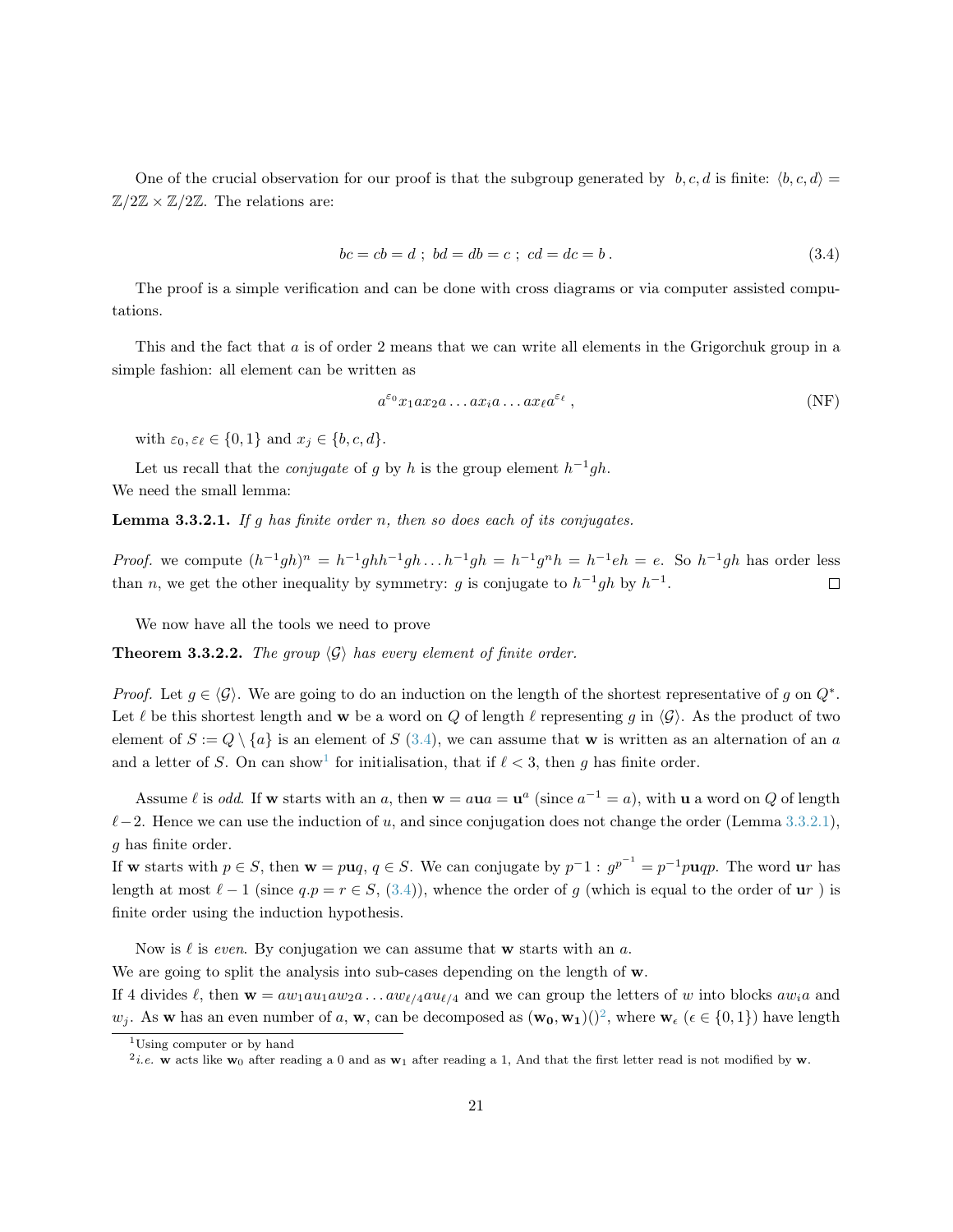One of the crucial observation for our proof is that the subgroup generated by $b, c, d$ is finite: $\langle b, c, d\rangle = \mathbb{Z}/2\mathbb{Z} \times \mathbb{Z}/2\mathbb{Z}$. The relations are:

$$bc = cb = d\ ;\ bd = db = c\ ;\ cd = dc = b\,. \tag{3.4}$$

The proof is a simple verification and can be done with cross diagrams or via computer assisted computations.

This and the fact that $a$ is of order 2 means that we can write all elements in the Grigorchuk group in a simple fashion: all element can be written as

$$a^{\varepsilon_0} x_1 a x_2 a \dots a x_i a \dots a x_\ell a^{\varepsilon_\ell}\ , \tag{NF}$$

with $\varepsilon_0, \varepsilon_\ell \in \{0, 1\}$ and $x_j \in \{b, c, d\}$.

Let us recall that the *conjugate* of $g$ by $h$ is the group element $h^{-1}gh$.
We need the small lemma:

**Lemma 3.3.2.1.** *If $g$ has finite order $n$, then so does each of its conjugates.*

*Proof.* we compute $(h^{-1}gh)^n = h^{-1}ghh^{-1}gh \dots h^{-1}gh = h^{-1}g^n h = h^{-1}eh = e$. So $h^{-1}gh$ has order less than $n$, we get the other inequality by symmetry: $g$ is conjugate to $h^{-1}gh$ by $h^{-1}$. □

We now have all the tools we need to prove

**Theorem 3.3.2.2.** *The group $\langle \mathcal{G}\rangle$ has every element of finite order.*

*Proof.* Let $g \in \langle \mathcal{G}\rangle$. We are going to do an induction on the length of the shortest representative of $g$ on $Q^*$. Let $\ell$ be this shortest length and $\mathbf{w}$ be a word on $Q$ of length $\ell$ representing $g$ in $\langle \mathcal{G}\rangle$. As the product of two element of $S := Q \setminus \{a\}$ is an element of $S$ (3.4), we can assume that $\mathbf{w}$ is written as an alternation of an $a$ and a letter of $S$. On can show[1] for initialisation, that if $\ell < 3$, then $g$ has finite order.

Assume $\ell$ is *odd*. If $\mathbf{w}$ starts with an $a$, then $\mathbf{w} = a\mathbf{u}a = \mathbf{u}^a$ (since $a^{-1} = a$), with $\mathbf{u}$ a word on $Q$ of length $\ell - 2$. Hence we can use the induction of $u$, and since conjugation does not change the order (Lemma 3.3.2.1), $g$ has finite order.
If $\mathbf{w}$ starts with $p \in S$, then $\mathbf{w} = p\mathbf{u}q$, $q \in S$. We can conjugate by $p^{-1}1$ : $g^{p^{-1}} = p^{-1}p\mathbf{u}qp$. The word $\mathbf{u}r$ has length at most $\ell - 1$ (since $q.p = r \in S$, (3.4)), whence the order of $g$ (which is equal to the order of $\mathbf{u}r$ ) is finite order using the induction hypothesis.

Now is $\ell$ is *even*. By conjugation we can assume that $\mathbf{w}$ starts with an $a$.
We are going to split the analysis into sub-cases depending on the length of $\mathbf{w}$.
If 4 divides $\ell$, then $\mathbf{w} = aw_1au_1aw_2a \dots aw_{\ell/4}au_{\ell/4}$ and we can group the letters of $w$ into blocks $aw_ia$ and $w_j$. As $\mathbf{w}$ has an even number of $a$, $\mathbf{w}$, can be decomposed as $(\mathbf{w_0}, \mathbf{w_1})()$[2], where $\mathbf{w}_\epsilon$ ($\epsilon \in \{0, 1\}$) have length

[1] Using computer or by hand

[2] *i.e.* $\mathbf{w}$ acts like $\mathbf{w}_0$ after reading a 0 and as $\mathbf{w}_1$ after reading a 1, And that the first letter read is not modified by $\mathbf{w}$.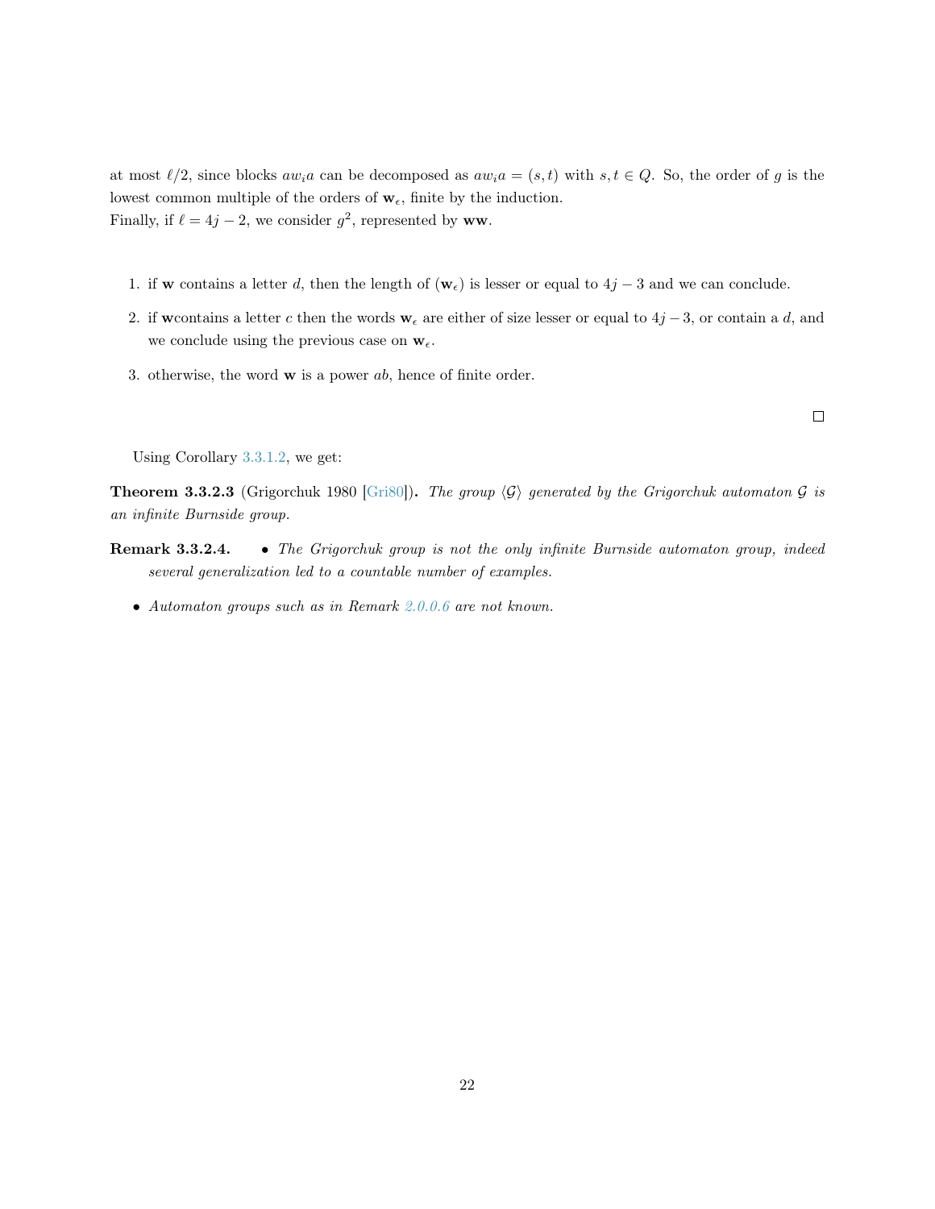at most $\ell/2$, since blocks $aw_ia$ can be decomposed as $aw_ia = (s, t)$ with $s, t \in Q$. So, the order of $g$ is the lowest common multiple of the orders of $\mathbf{w}_\epsilon$, finite by the induction.
Finally, if $\ell = 4j - 2$, we consider $g^2$, represented by $\mathbf{ww}$.

1. if $\mathbf{w}$ contains a letter $d$, then the length of $(\mathbf{w}_\epsilon)$ is lesser or equal to $4j - 3$ and we can conclude.
2. if $\mathbf{w}$contains a letter $c$ then the words $\mathbf{w}_\epsilon$ are either of size lesser or equal to $4j - 3$, or contain a $d$, and we conclude using the previous case on $\mathbf{w}_\epsilon$.
3. otherwise, the word $\mathbf{w}$ is a power $ab$, hence of finite order.

□

Using Corollary 3.3.1.2, we get:

**Theorem 3.3.2.3** (Grigorchuk 1980 [Gri80]). *The group $\langle \mathcal{G} \rangle$ generated by the Grigorchuk automaton $\mathcal{G}$ is an infinite Burnside group.*

**Remark 3.3.2.4.**
- *The Grigorchuk group is not the only infinite Burnside automaton group, indeed several generalization led to a countable number of examples.*
- *Automaton groups such as in Remark 2.0.0.6 are not known.*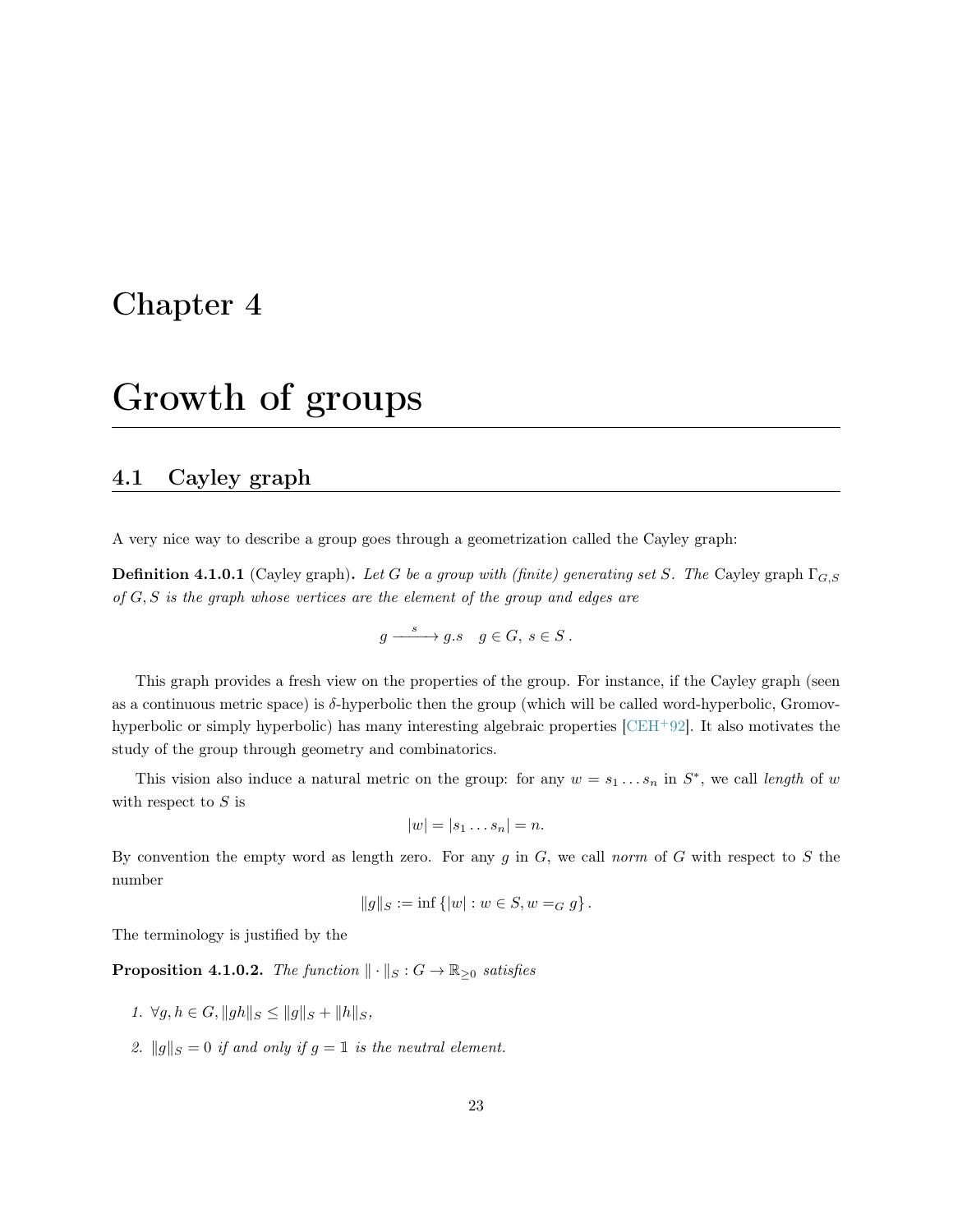# Chapter 4

# Growth of groups

## 4.1 Cayley graph

A very nice way to describe a group goes through a geometrization called the Cayley graph:

**Definition 4.1.0.1** (Cayley graph)**.** *Let $G$ be a group with (finite) generating set $S$. The* Cayley graph $\Gamma_{G,S}$ *of $G, S$ is the graph whose vertices are the element of the group and edges are*

$$g \xrightarrow{\quad s \quad} g.s \quad g \in G,\ s \in S\,.$$

This graph provides a fresh view on the properties of the group. For instance, if the Cayley graph (seen as a continuous metric space) is $\delta$-hyperbolic then the group (which will be called word-hyperbolic, Gromov-hyperbolic or simply hyperbolic) has many interesting algebraic properties [CEH+92]. It also motivates the study of the group through geometry and combinatorics.

This vision also induce a natural metric on the group: for any $w = s_1 \dots s_n$ in $S^*$, we call *length* of $w$ with respect to $S$ is

$$|w| = |s_1 \dots s_n| = n.$$

By convention the empty word as length zero. For any $g$ in $G$, we call *norm* of $G$ with respect to $S$ the number

$$\|g\|_S := \inf \{|w| : w \in S, w =_G g\}\,.$$

The terminology is justified by the

**Proposition 4.1.0.2.** *The function $\|\cdot\|_S : G \to \mathbb{R}_{\geq 0}$ satisfies*

1. *$\forall g, h \in G, \|gh\|_S \leq \|g\|_S + \|h\|_S$,*
2. *$\|g\|_S = 0$ if and only if $g = \mathbb{1}$ is the neutral element.*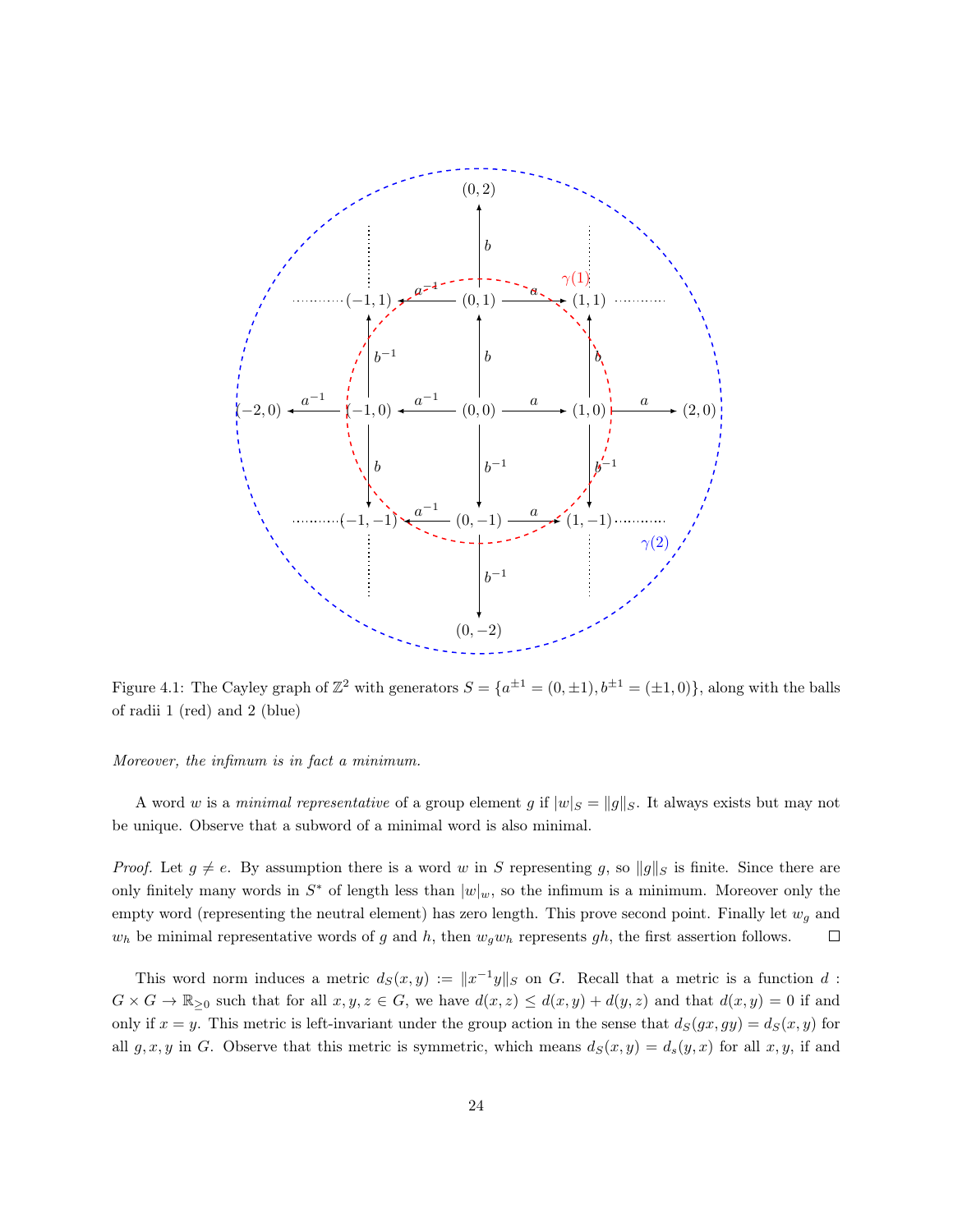Figure 4.1: The Cayley graph of $\mathbb{Z}^2$ with generators $S = \{a^{\pm 1} = (0, \pm 1), b^{\pm 1} = (\pm 1, 0)\}$, along with the balls of radii 1 (red) and 2 (blue)

*Moreover, the infimum is in fact a minimum.*

A word $w$ is a *minimal representative* of a group element $g$ if $|w|_S = \|g\|_S$. It always exists but may not be unique. Observe that a subword of a minimal word is also minimal.

*Proof.* Let $g \neq e$. By assumption there is a word $w$ in $S$ representing $g$, so $\|g\|_S$ is finite. Since there are only finitely many words in $S^*$ of length less than $|w|_w$, so the infimum is a minimum. Moreover only the empty word (representing the neutral element) has zero length. This prove second point. Finally let $w_g$ and $w_h$ be minimal representative words of $g$ and $h$, then $w_g w_h$ represents $gh$, the first assertion follows. $\square$

This word norm induces a metric $d_S(x, y) := \|x^{-1}y\|_S$ on $G$. Recall that a metric is a function $d : G \times G \to \mathbb{R}_{\geq 0}$ such that for all $x, y, z \in G$, we have $d(x, z) \leq d(x, y) + d(y, z)$ and that $d(x, y) = 0$ if and only if $x = y$. This metric is left-invariant under the group action in the sense that $d_S(gx, gy) = d_S(x, y)$ for all $g, x, y$ in $G$. Observe that this metric is symmetric, which means $d_S(x, y) = d_s(y, x)$ for all $x, y$, if and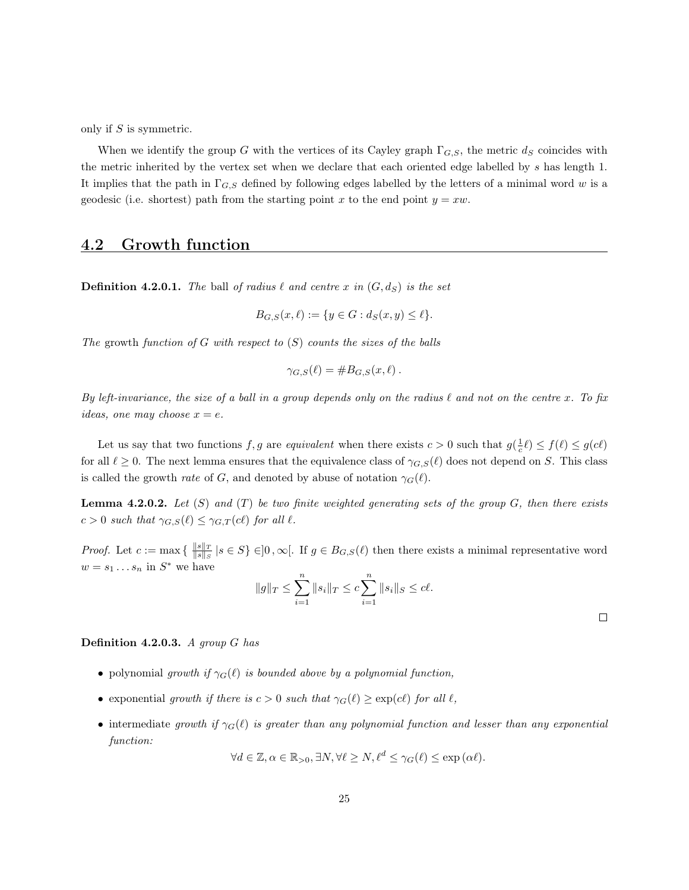only if $S$ is symmetric.

When we identify the group $G$ with the vertices of its Cayley graph $\Gamma_{G,S}$, the metric $d_S$ coincides with the metric inherited by the vertex set when we declare that each oriented edge labelled by $s$ has length 1. It implies that the path in $\Gamma_{G,S}$ defined by following edges labelled by the letters of a minimal word $w$ is a geodesic (i.e. shortest) path from the starting point $x$ to the end point $y = xw$.

## 4.2 Growth function

**Definition 4.2.0.1.** *The* ball *of radius $\ell$ and centre $x$ in $(G, d_S)$ is the set*

$$B_{G,S}(x, \ell) := \{y \in G : d_S(x, y) \leq \ell\}.$$

*The* growth *function of $G$ with respect to $(S)$ counts the sizes of the balls*

$$\gamma_{G,S}(\ell) = \#B_{G,S}(x, \ell)\,.$$

*By left-invariance, the size of a ball in a group depends only on the radius $\ell$ and not on the centre $x$. To fix ideas, one may choose $x = e$.*

Let us say that two functions $f, g$ are *equivalent* when there exists $c > 0$ such that $g(\frac{1}{c}\ell) \leq f(\ell) \leq g(c\ell)$ for all $\ell \geq 0$. The next lemma ensures that the equivalence class of $\gamma_{G,S}(\ell)$ does not depend on $S$. This class is called the growth *rate* of $G$, and denoted by abuse of notation $\gamma_G(\ell)$.

**Lemma 4.2.0.2.** *Let $(S)$ and $(T)$ be two finite weighted generating sets of the group $G$, then there exists $c > 0$ such that $\gamma_{G,S}(\ell) \leq \gamma_{G,T}(c\ell)$ for all $\ell$.*

*Proof.* Let $c := \max\{\,\frac{\|s\|_T}{\|s\|_S}\,|s \in S\} \in ]0\,, \infty[$. If $g \in B_{G,S}(\ell)$ then there exists a minimal representative word $w = s_1 \dots s_n$ in $S^*$ we have

$$\|g\|_T \leq \sum_{i=1}^{n} \|s_i\|_T \leq c \sum_{i=1}^{n} \|s_i\|_S \leq c\ell.$$

□

**Definition 4.2.0.3.** *A group $G$ has*

- polynomial *growth if $\gamma_G(\ell)$ is bounded above by a polynomial function,*
- exponential *growth if there is $c > 0$ such that $\gamma_G(\ell) \geq \exp(c\ell)$ for all $\ell$,*
- intermediate *growth if $\gamma_G(\ell)$ is greater than any polynomial function and lesser than any exponential function:*

$$\forall d \in \mathbb{Z}, \alpha \in \mathbb{R}_{>0}, \exists N, \forall \ell \geq N, \ell^d \leq \gamma_G(\ell) \leq \exp{(\alpha\ell)}.$$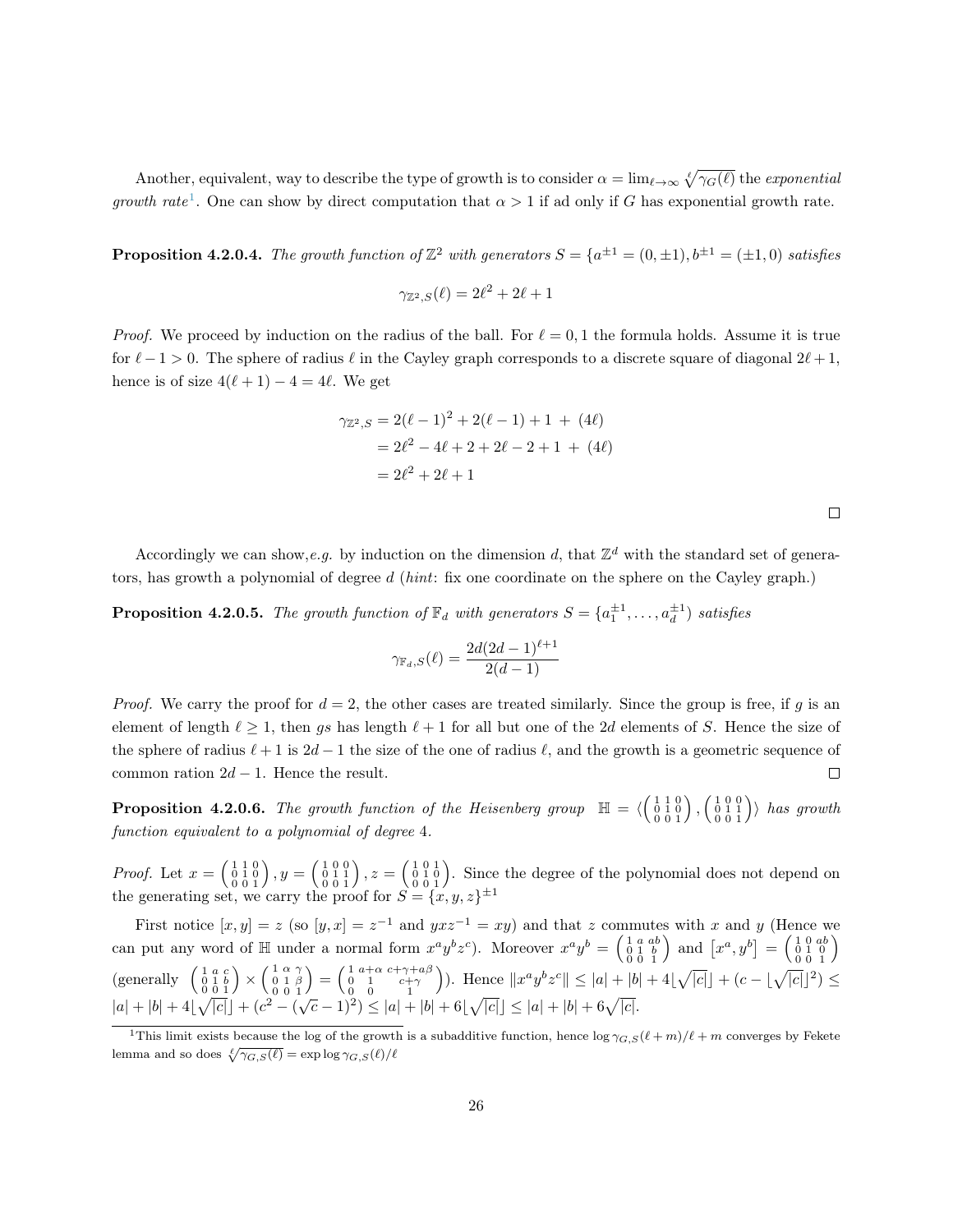Another, equivalent, way to describe the type of growth is to consider $\alpha = \lim_{\ell\to\infty} \sqrt[\ell]{\gamma_G(\ell)}$ the *exponential growth rate*[1]. One can show by direct computation that $\alpha > 1$ if ad only if $G$ has exponential growth rate.

**Proposition 4.2.0.4.** *The growth function of $\mathbb{Z}^2$ with generators $S = \{a^{\pm 1} = (0, \pm 1), b^{\pm 1} = (\pm 1, 0)$ satisfies*

$$\gamma_{\mathbb{Z}^2,S}(\ell) = 2\ell^2 + 2\ell + 1$$

*Proof.* We proceed by induction on the radius of the ball. For $\ell = 0, 1$ the formula holds. Assume it is true for $\ell - 1 > 0$. The sphere of radius $\ell$ in the Cayley graph corresponds to a discrete square of diagonal $2\ell + 1$, hence is of size $4(\ell + 1) - 4 = 4\ell$. We get

$$\begin{aligned}
\gamma_{\mathbb{Z}^2,S} &= 2(\ell-1)^2 + 2(\ell-1) + 1 \ + \ (4\ell) \\
&= 2\ell^2 - 4\ell + 2 + 2\ell - 2 + 1 \ + \ (4\ell) \\
&= 2\ell^2 + 2\ell + 1
\end{aligned}$$

□

Accordingly we can show,*e.g.* by induction on the dimension $d$, that $\mathbb{Z}^d$ with the standard set of generators, has growth a polynomial of degree $d$ (*hint*: fix one coordinate on the sphere on the Cayley graph.)

**Proposition 4.2.0.5.** *The growth function of $\mathbb{F}_d$ with generators $S = \{a_1^{\pm 1}, \ldots, a_d^{\pm 1})$ satisfies*

$$\gamma_{\mathbb{F}_d,S}(\ell) = \frac{2d(2d-1)^{\ell+1}}{2(d-1)}$$

*Proof.* We carry the proof for $d = 2$, the other cases are treated similarly. Since the group is free, if $g$ is an element of length $\ell \geq 1$, then $gs$ has length $\ell + 1$ for all but one of the $2d$ elements of $S$. Hence the size of the sphere of radius $\ell + 1$ is $2d - 1$ the size of the one of radius $\ell$, and the growth is a geometric sequence of common ration $2d - 1$. Hence the result. □

**Proposition 4.2.0.6.** *The growth function of the Heisenberg group $\mathbb{H} = \langle \left(\begin{smallmatrix} 1 & 1 & 0 \\ 0 & 1 & 0 \\ 0 & 0 & 1 \end{smallmatrix}\right), \left(\begin{smallmatrix} 1 & 0 & 0 \\ 0 & 1 & 1 \\ 0 & 0 & 1 \end{smallmatrix}\right) \rangle$ has growth function equivalent to a polynomial of degree 4.*

*Proof.* Let $x = \left(\begin{smallmatrix} 1 & 1 & 0 \\ 0 & 1 & 0 \\ 0 & 0 & 1 \end{smallmatrix}\right), y = \left(\begin{smallmatrix} 1 & 0 & 0 \\ 0 & 1 & 1 \\ 0 & 0 & 1 \end{smallmatrix}\right), z = \left(\begin{smallmatrix} 1 & 0 & 1 \\ 0 & 1 & 0 \\ 0 & 0 & 1 \end{smallmatrix}\right)$. Since the degree of the polynomial does not depend on the generating set, we carry the proof for $S = \{x, y, z\}^{\pm 1}$

First notice $[x, y] = z$ (so $[y, x] = z^{-1}$ and $yxz^{-1} = xy$) and that $z$ commutes with $x$ and $y$ (Hence we can put any word of $\mathbb{H}$ under a normal form $x^a y^b z^c$). Moreover $x^a y^b = \left(\begin{smallmatrix} 1 & a & ab \\ 0 & 1 & b \\ 0 & 0 & 1 \end{smallmatrix}\right)$ and $[x^a, y^b] = \left(\begin{smallmatrix} 1 & 0 & ab \\ 0 & 1 & 0 \\ 0 & 0 & 1 \end{smallmatrix}\right)$ (generally $\left(\begin{smallmatrix} 1 & a & c \\ 0 & 1 & b \\ 0 & 0 & 1 \end{smallmatrix}\right) \times \left(\begin{smallmatrix} 1 & \alpha & \gamma \\ 0 & 1 & \beta \\ 0 & 0 & 1 \end{smallmatrix}\right) = \left(\begin{smallmatrix} 1 & a+\alpha & c+\gamma+a\beta \\ 0 & 1 & c+\gamma \\ 0 & 0 & 1 \end{smallmatrix}\right)$). Hence $\|x^a y^b z^c\| \leq |a| + |b| + 4\lfloor\sqrt{|c|}\rfloor + (c - \lfloor\sqrt{|c|}\rfloor^2) \leq |a| + |b| + 4\lfloor\sqrt{|c|}\rfloor + (c^2 - (\sqrt{c} - 1)^2) \leq |a| + |b| + 6\lfloor\sqrt{|c|}\rfloor \leq |a| + |b| + 6\sqrt{|c|}$.

[1] This limit exists because the log of the growth is a subadditive function, hence $\log \gamma_{G,S}(\ell + m)/\ell + m$ converges by Fekete lemma and so does $\sqrt[\ell]{\gamma_{G,S}(\ell)} = \exp \log \gamma_{G,S}(\ell)/\ell$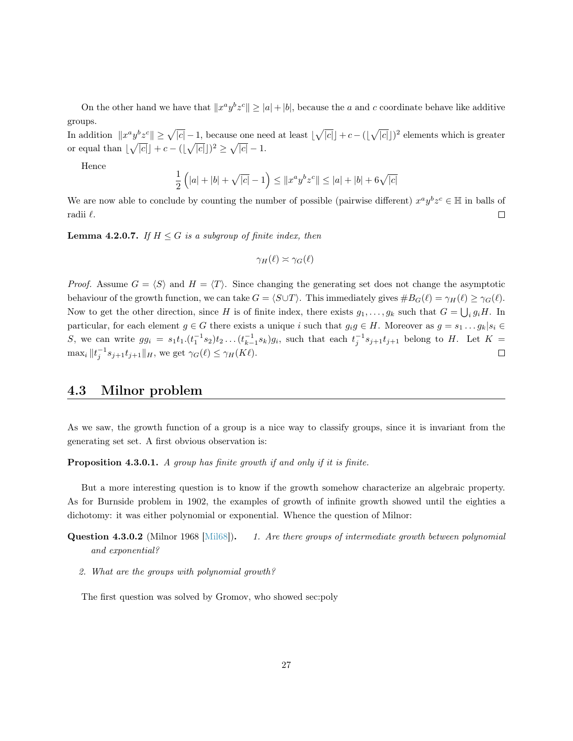On the other hand we have that $\|x^a y^b z^c\| \geq |a| + |b|$, because the $a$ and $c$ coordinate behave like additive groups.
In addition $\|x^a y^b z^c\| \geq \sqrt{|c|} - 1$, because one need at least $\lfloor \sqrt{|c|} \rfloor + c - (\lfloor \sqrt{|c|} \rfloor)^2$ elements which is greater or equal than $\lfloor \sqrt{|c|} \rfloor + c - (\lfloor \sqrt{|c|} \rfloor)^2 \geq \sqrt{|c|} - 1$.

Hence

$$\frac{1}{2}\left(|a| + |b| + \sqrt{|c|} - 1\right) \leq \|x^a y^b z^c\| \leq |a| + |b| + 6\sqrt{|c|}$$

We are now able to conclude by counting the number of possible (pairwise different) $x^a y^b z^c \in \mathbb{H}$ in balls of radii $\ell$. □

**Lemma 4.2.0.7.** *If $H \leq G$ is a subgroup of finite index, then*

$$\gamma_H(\ell) \asymp \gamma_G(\ell)$$

*Proof.* Assume $G = \langle S \rangle$ and $H = \langle T \rangle$. Since changing the generating set does not change the asymptotic behaviour of the growth function, we can take $G = \langle S \cup T \rangle$. This immediately gives $\#B_G(\ell) = \gamma_H(\ell) \geq \gamma_G(\ell)$. Now to get the other direction, since $H$ is of finite index, there exists $g_1, \dots, g_k$ such that $G = \bigcup_i g_i H$. In particular, for each element $g \in G$ there exists a unique $i$ such that $g_i g \in H$. Moreover as $g = s_1 \dots g_k | s_i \in S$, we can write $g g_i = s_1 t_1 .(t_1^{-1} s_2) t_2 \dots (t_{k-1}^{-1} s_k) g_i$, such that each $t_j^{-1} s_{j+1} t_{j+1}$ belong to $H$. Let $K = \max_i \|t_j^{-1} s_{j+1} t_{j+1}\|_H$, we get $\gamma_G(\ell) \leq \gamma_H(K\ell)$. □

## 4.3 Milnor problem

As we saw, the growth function of a group is a nice way to classify groups, since it is invariant from the generating set set. A first obvious observation is:

**Proposition 4.3.0.1.** *A group has finite growth if and only if it is finite.*

But a more interesting question is to know if the growth somehow characterize an algebraic property. As for Burnside problem in 1902, the examples of growth of infinite growth showed until the eighties a dichotomy: it was either polynomial or exponential. Whence the question of Milnor:

**Question 4.3.0.2** (Milnor 1968 [Mil68]). *1. Are there groups of intermediate growth between polynomial and exponential?*

*2. What are the groups with polynomial growth?*

The first question was solved by Gromov, who showed sec:poly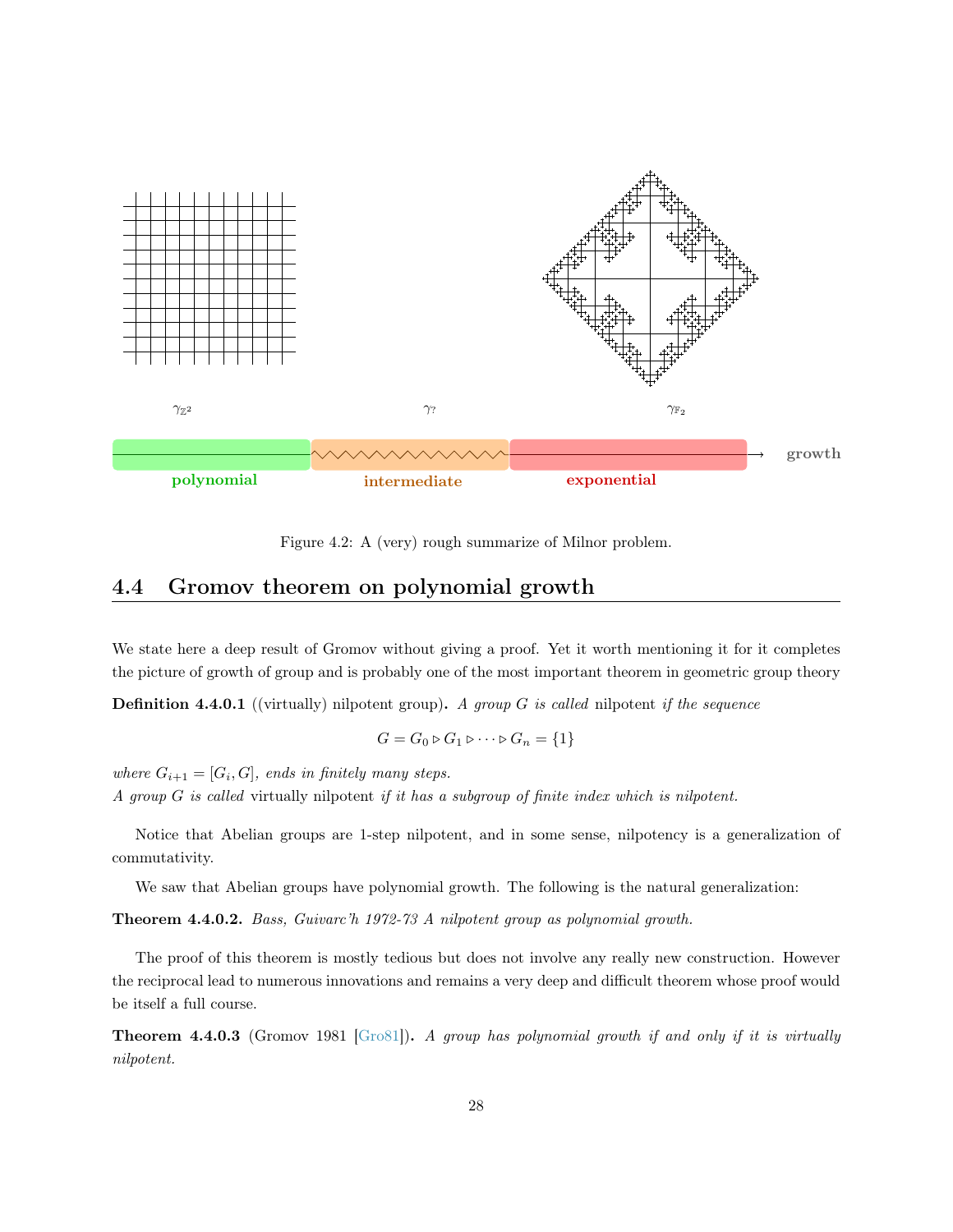$\gamma_{\mathbb{Z}^2}$ $\gamma_?$ $\gamma_{\mathbb{F}_2}$

**polynomial** **intermediate** **exponential** **growth**

Figure 4.2: A (very) rough summarize of Milnor problem.

## 4.4 Gromov theorem on polynomial growth

We state here a deep result of Gromov without giving a proof. Yet it worth mentioning it for it completes the picture of growth of group and is probably one of the most important theorem in geometric group theory

**Definition 4.4.0.1** ((virtually) nilpotent group)**.** *A group $G$ is called* nilpotent *if the sequence*

$$G = G_0 \triangleright G_1 \triangleright \cdots \triangleright G_n = \{1\}$$

*where $G_{i+1} = [G_i, G]$, ends in finitely many steps.*
*A group $G$ is called* virtually nilpotent *if it has a subgroup of finite index which is nilpotent.*

Notice that Abelian groups are 1-step nilpotent, and in some sense, nilpotency is a generalization of commutativity.

We saw that Abelian groups have polynomial growth. The following is the natural generalization:

**Theorem 4.4.0.2.** *Bass, Guivarc'h 1972-73 A nilpotent group as polynomial growth.*

The proof of this theorem is mostly tedious but does not involve any really new construction. However the reciprocal lead to numerous innovations and remains a very deep and difficult theorem whose proof would be itself a full course.

**Theorem 4.4.0.3** (Gromov 1981 [Gro81])**.** *A group has polynomial growth if and only if it is virtually nilpotent.*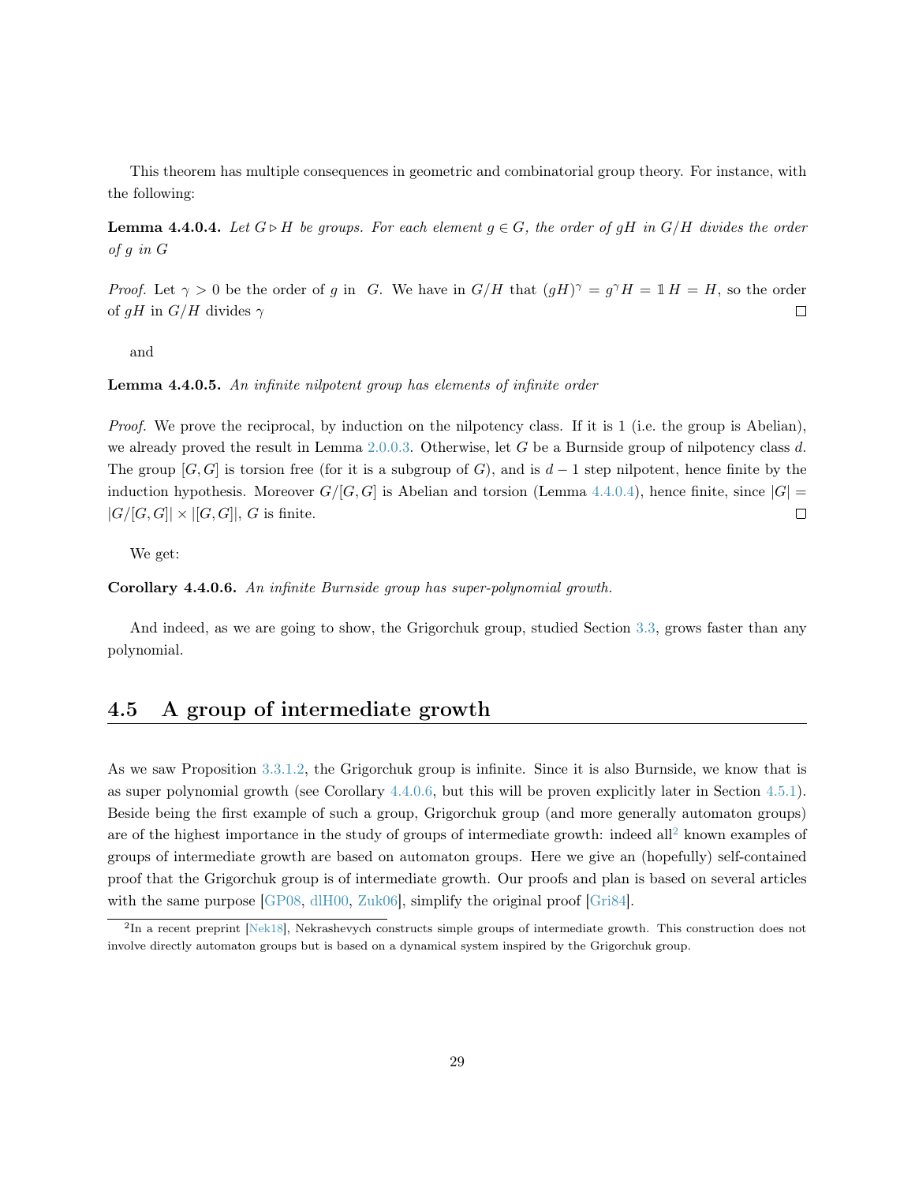This theorem has multiple consequences in geometric and combinatorial group theory. For instance, with the following:

**Lemma 4.4.0.4.** *Let $G \triangleright H$ be groups. For each element $g \in G$, the order of $gH$ in $G/H$ divides the order of $g$ in $G$*

*Proof.* Let $\gamma > 0$ be the order of $g$ in $G$. We have in $G/H$ that $(gH)^\gamma = g^\gamma H = \mathbb{1}\, H = H$, so the order of $gH$ in $G/H$ divides $\gamma$ $\square$

and

**Lemma 4.4.0.5.** *An infinite nilpotent group has elements of infinite order*

*Proof.* We prove the reciprocal, by induction on the nilpotency class. If it is 1 (i.e. the group is Abelian), we already proved the result in Lemma 2.0.0.3. Otherwise, let $G$ be a Burnside group of nilpotency class $d$. The group $[G, G]$ is torsion free (for it is a subgroup of $G$), and is $d-1$ step nilpotent, hence finite by the induction hypothesis. Moreover $G/[G, G]$ is Abelian and torsion (Lemma 4.4.0.4), hence finite, since $|G| = |G/[G, G]| \times |[G, G]|$, $G$ is finite. $\square$

We get:

**Corollary 4.4.0.6.** *An infinite Burnside group has super-polynomial growth.*

And indeed, as we are going to show, the Grigorchuk group, studied Section 3.3, grows faster than any polynomial.

## 4.5 A group of intermediate growth

As we saw Proposition 3.3.1.2, the Grigorchuk group is infinite. Since it is also Burnside, we know that is as super polynomial growth (see Corollary 4.4.0.6, but this will be proven explicitly later in Section 4.5.1). Beside being the first example of such a group, Grigorchuk group (and more generally automaton groups) are of the highest importance in the study of groups of intermediate growth: indeed all[2] known examples of groups of intermediate growth are based on automaton groups. Here we give an (hopefully) self-contained proof that the Grigorchuk group is of intermediate growth. Our proofs and plan is based on several articles with the same purpose [GP08, dlH00, Zuk06], simplify the original proof [Gri84].

[2]In a recent preprint [Nek18], Nekrashevych constructs simple groups of intermediate growth. This construction does not involve directly automaton groups but is based on a dynamical system inspired by the Grigorchuk group.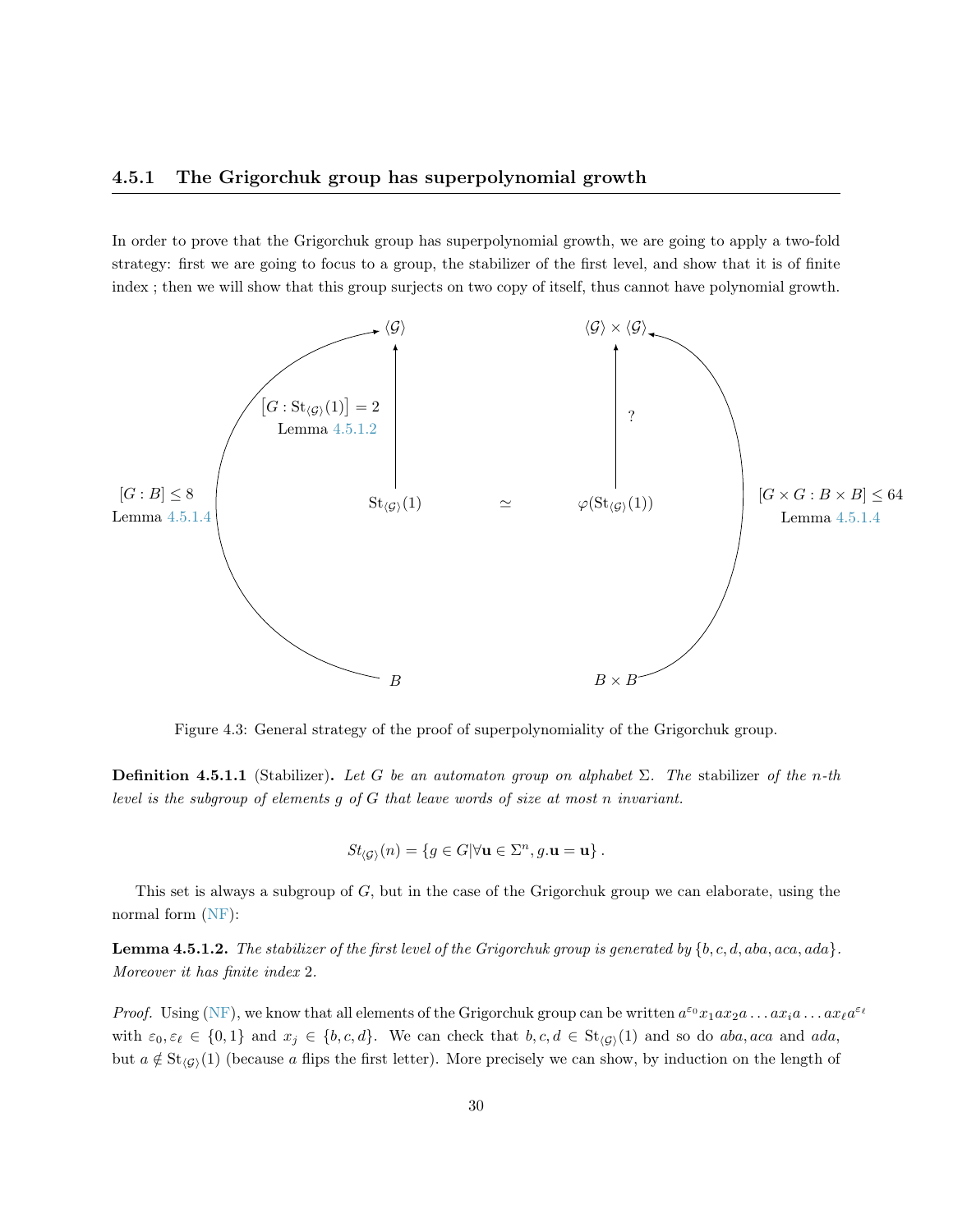### 4.5.1 The Grigorchuk group has superpolynomial growth

In order to prove that the Grigorchuk group has superpolynomial growth, we are going to apply a two-fold strategy: first we are going to focus to a group, the stabilizer of the first level, and show that it is of finite index ; then we will show that this group surjects on two copy of itself, thus cannot have polynomial growth.

$\langle \mathcal{G} \rangle$ $\langle \mathcal{G} \rangle \times \langle \mathcal{G} \rangle$

$\left[G : \mathrm{St}_{\langle \mathcal{G} \rangle}(1)\right] = 2$ Lemma 4.5.1.2 ?

$[G : B] \leq 8$ Lemma 4.5.1.4 $\mathrm{St}_{\langle \mathcal{G} \rangle}(1)$ $\simeq$ $\varphi(\mathrm{St}_{\langle \mathcal{G} \rangle}(1))$ $[G \times G : B \times B] \leq 64$ Lemma 4.5.1.4

$B$ $B \times B$

Figure 4.3: General strategy of the proof of superpolynomiality of the Grigorchuk group.

**Definition 4.5.1.1** (Stabilizer)**.** *Let $G$ be an automaton group on alphabet $\Sigma$. The* stabilizer *of the $n$-th level is the subgroup of elements $g$ of $G$ that leave words of size at most $n$ invariant.*

$$St_{\langle \mathcal{G} \rangle}(n) = \{g \in G | \forall \mathbf{u} \in \Sigma^n, g.\mathbf{u} = \mathbf{u}\} .$$

This set is always a subgroup of $G$, but in the case of the Grigorchuk group we can elaborate, using the normal form (NF):

**Lemma 4.5.1.2.** *The stabilizer of the first level of the Grigorchuk group is generated by $\{b, c, d, aba, aca, ada\}$. Moreover it has finite index 2.*

*Proof.* Using (NF), we know that all elements of the Grigorchuk group can be written $a^{\varepsilon_0} x_1 a x_2 a \ldots a x_i a \ldots a x_\ell a^{\varepsilon_\ell}$ with $\varepsilon_0, \varepsilon_\ell \in \{0, 1\}$ and $x_j \in \{b, c, d\}$. We can check that $b, c, d \in \mathrm{St}_{\langle \mathcal{G} \rangle}(1)$ and so do $aba, aca$ and $ada$, but $a \notin \mathrm{St}_{\langle \mathcal{G} \rangle}(1)$ (because $a$ flips the first letter). More precisely we can show, by induction on the length of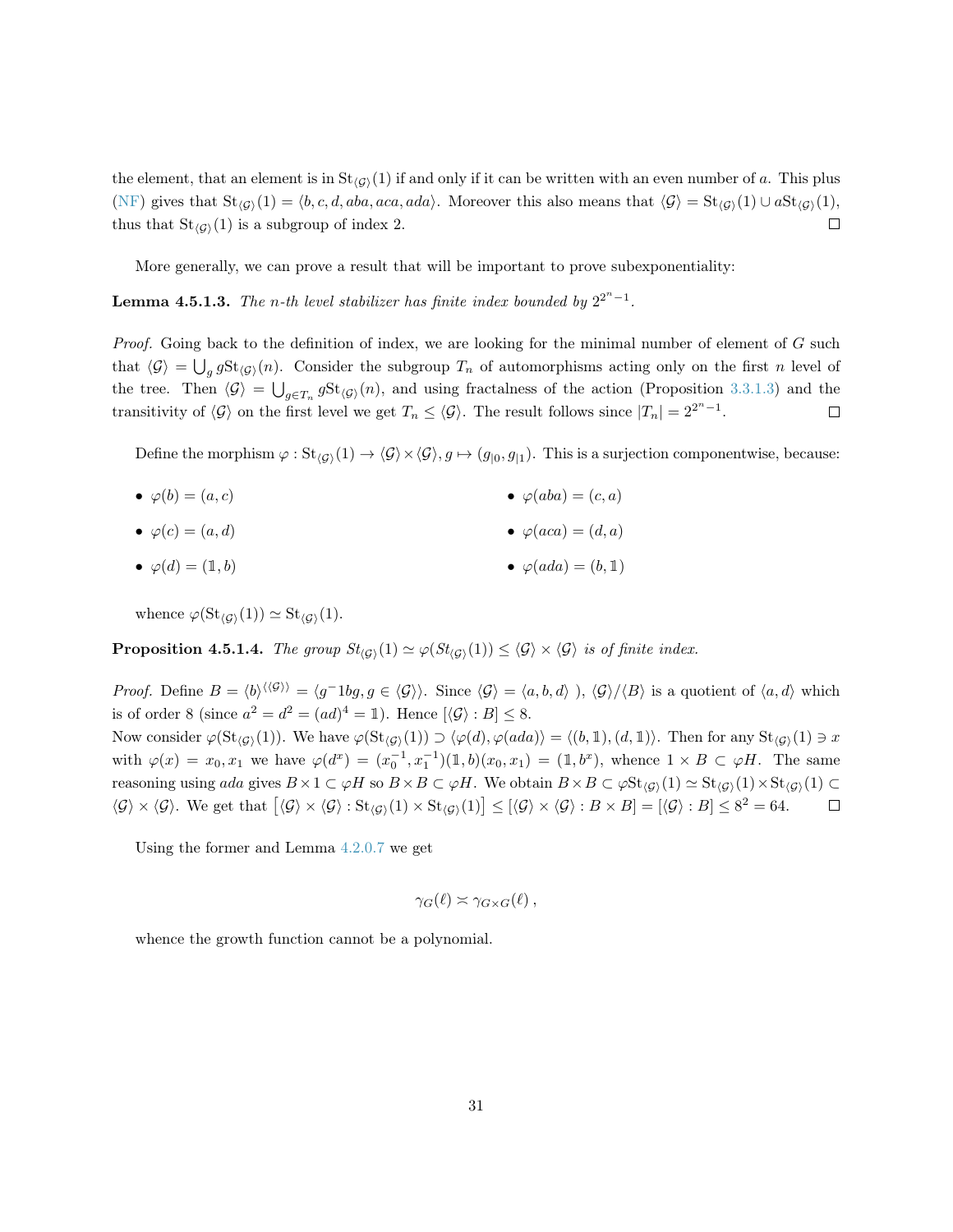the element, that an element is in $\mathrm{St}_{\langle\mathcal{G}\rangle}(1)$ if and only if it can be written with an even number of $a$. This plus (NF) gives that $\mathrm{St}_{\langle\mathcal{G}\rangle}(1) = \langle b, c, d, aba, aca, ada\rangle$. Moreover this also means that $\langle\mathcal{G}\rangle = \mathrm{St}_{\langle\mathcal{G}\rangle}(1) \cup a\mathrm{St}_{\langle\mathcal{G}\rangle}(1)$, thus that $\mathrm{St}_{\langle\mathcal{G}\rangle}(1)$ is a subgroup of index 2. □

More generally, we can prove a result that will be important to prove subexponentiality:

**Lemma 4.5.1.3.** *The $n$-th level stabilizer has finite index bounded by $2^{2^n-1}$.*

*Proof.* Going back to the definition of index, we are looking for the minimal number of element of $G$ such that $\langle\mathcal{G}\rangle = \bigcup_g g\mathrm{St}_{\langle\mathcal{G}\rangle}(n)$. Consider the subgroup $T_n$ of automorphisms acting only on the first $n$ level of the tree. Then $\langle\mathcal{G}\rangle = \bigcup_{g\in T_n} g\mathrm{St}_{\langle\mathcal{G}\rangle}(n)$, and using fractalness of the action (Proposition 3.3.1.3) and the transitivity of $\langle\mathcal{G}\rangle$ on the first level we get $T_n \leq \langle\mathcal{G}\rangle$. The result follows since $|T_n| = 2^{2^n-1}$. □

Define the morphism $\varphi : \mathrm{St}_{\langle\mathcal{G}\rangle}(1) \to \langle\mathcal{G}\rangle\times\langle\mathcal{G}\rangle, g \mapsto (g_{|0}, g_{|1})$. This is a surjection componentwise, because:

- $\varphi(b) = (a, c)$
- $\varphi(c) = (a, d)$
- $\varphi(d) = (\mathbb{1}, b)$
- $\varphi(aba) = (c, a)$
- $\varphi(aca) = (d, a)$
- $\varphi(ada) = (b, \mathbb{1})$

whence $\varphi(\mathrm{St}_{\langle\mathcal{G}\rangle}(1)) \simeq \mathrm{St}_{\langle\mathcal{G}\rangle}(1)$.

**Proposition 4.5.1.4.** *The group $St_{\langle\mathcal{G}\rangle}(1) \simeq \varphi(St_{\langle\mathcal{G}\rangle}(1)) \leq \langle\mathcal{G}\rangle\times\langle\mathcal{G}\rangle$ is of finite index.*

*Proof.* Define $B = \langle b\rangle^{\langle\langle\mathcal{G}\rangle\rangle} = \langle g^-1bg, g \in \langle\mathcal{G}\rangle\rangle$. Since $\langle\mathcal{G}\rangle = \langle a, b, d\rangle$ ), $\langle\mathcal{G}\rangle/\langle B\rangle$ is a quotient of $\langle a, d\rangle$ which is of order 8 (since $a^2 = d^2 = (ad)^4 = \mathbb{1}$). Hence $[\langle\mathcal{G}\rangle : B] \leq 8$.
Now consider $\varphi(\mathrm{St}_{\langle\mathcal{G}\rangle}(1))$. We have $\varphi(\mathrm{St}_{\langle\mathcal{G}\rangle}(1)) \supset \langle\varphi(d), \varphi(ada)\rangle = \langle(b, \mathbb{1}), (d, \mathbb{1})\rangle$. Then for any $\mathrm{St}_{\langle\mathcal{G}\rangle}(1) \ni x$ with $\varphi(x) = x_0, x_1$ we have $\varphi(d^x) = (x_0^{-1}, x_1^{-1})(\mathbb{1}, b)(x_0, x_1) = (\mathbb{1}, b^x)$, whence $1 \times B \subset \varphi H$. The same reasoning using $ada$ gives $B \times 1 \subset \varphi H$ so $B \times B \subset \varphi H$. We obtain $B \times B \subset \varphi\mathrm{St}_{\langle\mathcal{G}\rangle}(1) \simeq \mathrm{St}_{\langle\mathcal{G}\rangle}(1) \times \mathrm{St}_{\langle\mathcal{G}\rangle}(1) \subset \langle\mathcal{G}\rangle\times\langle\mathcal{G}\rangle$. We get that $\left[\langle\mathcal{G}\rangle\times\langle\mathcal{G}\rangle : \mathrm{St}_{\langle\mathcal{G}\rangle}(1)\times\mathrm{St}_{\langle\mathcal{G}\rangle}(1)\right] \leq [\langle\mathcal{G}\rangle\times\langle\mathcal{G}\rangle : B\times B] = [\langle\mathcal{G}\rangle : B] \leq 8^2 = 64$. □

Using the former and Lemma 4.2.0.7 we get

$$\gamma_G(\ell) \asymp \gamma_{G\times G}(\ell)\,,$$

whence the growth function cannot be a polynomial.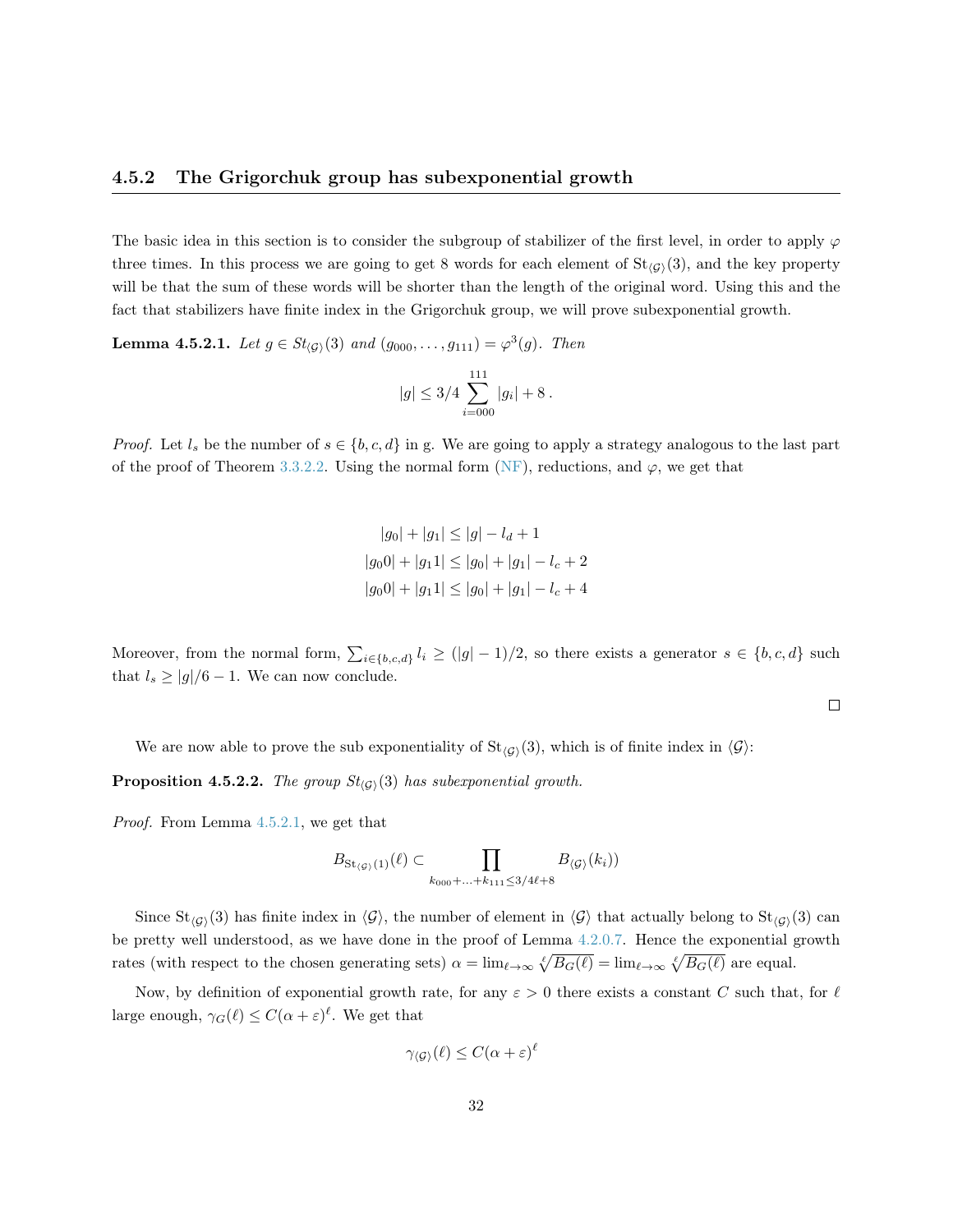### 4.5.2 The Grigorchuk group has subexponential growth

The basic idea in this section is to consider the subgroup of stabilizer of the first level, in order to apply $\varphi$ three times. In this process we are going to get 8 words for each element of $\mathrm{St}_{\langle\mathcal{G}\rangle}(3)$, and the key property will be that the sum of these words will be shorter than the length of the original word. Using this and the fact that stabilizers have finite index in the Grigorchuk group, we will prove subexponential growth.

**Lemma 4.5.2.1.** *Let $g \in St_{\langle\mathcal{G}\rangle}(3)$ and $(g_{000}, \dots, g_{111}) = \varphi^3(g)$. Then*

$$|g| \leq 3/4 \sum_{i=000}^{111} |g_i| + 8\,.$$

*Proof.* Let $l_s$ be the number of $s \in \{b, c, d\}$ in g. We are going to apply a strategy analogous to the last part of the proof of Theorem 3.3.2.2. Using the normal form (NF), reductions, and $\varphi$, we get that

$$|g_0| + |g_1| \leq |g| - l_d + 1$$
$$|g_0 0| + |g_1 1| \leq |g_0| + |g_1| - l_c + 2$$
$$|g_0 0| + |g_1 1| \leq |g_0| + |g_1| - l_c + 4$$

Moreover, from the normal form, $\sum_{i\in\{b,c,d\}} l_i \geq (|g| - 1)/2$, so there exists a generator $s \in \{b, c, d\}$ such that $l_s \geq |g|/6 - 1$. We can now conclude.

□

We are now able to prove the sub exponentiality of $\mathrm{St}_{\langle\mathcal{G}\rangle}(3)$, which is of finite index in $\langle\mathcal{G}\rangle$:

**Proposition 4.5.2.2.** *The group $St_{\langle\mathcal{G}\rangle}(3)$ has subexponential growth.*

*Proof.* From Lemma 4.5.2.1, we get that

$$B_{\mathrm{St}_{\langle\mathcal{G}\rangle}(1)}(\ell) \subset \prod_{k_{000}+\ldots+k_{111} \leq 3/4\ell+8} B_{\langle\mathcal{G}\rangle}(k_i))$$

Since $\mathrm{St}_{\langle\mathcal{G}\rangle}(3)$ has finite index in $\langle\mathcal{G}\rangle$, the number of element in $\langle\mathcal{G}\rangle$ that actually belong to $\mathrm{St}_{\langle\mathcal{G}\rangle}(3)$ can be pretty well understood, as we have done in the proof of Lemma 4.2.0.7. Hence the exponential growth rates (with respect to the chosen generating sets) $\alpha = \lim_{\ell\to\infty} \sqrt[\ell]{B_G(\ell)} = \lim_{\ell\to\infty} \sqrt[\ell]{B_G(\ell)}$ are equal.

Now, by definition of exponential growth rate, for any $\varepsilon > 0$ there exists a constant $C$ such that, for $\ell$ large enough, $\gamma_G(\ell) \leq C(\alpha + \varepsilon)^\ell$. We get that

$$\gamma_{\langle\mathcal{G}\rangle}(\ell) \leq C(\alpha + \varepsilon)^\ell$$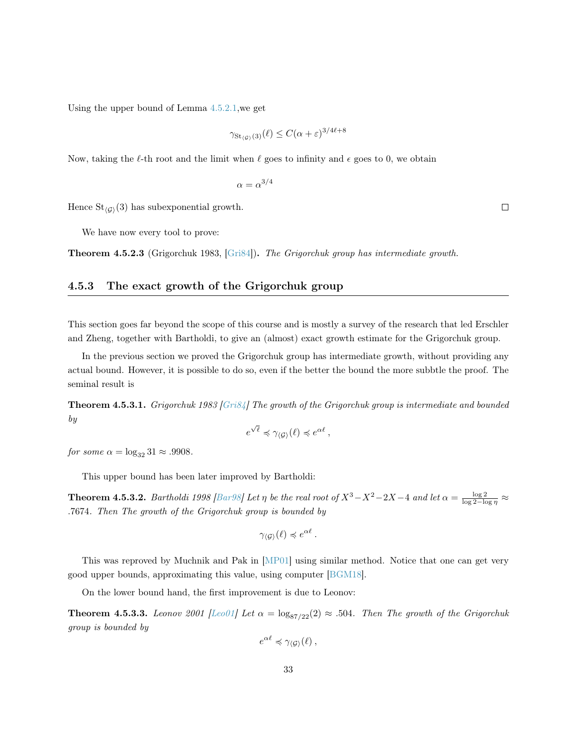Using the upper bound of Lemma 4.5.2.1,we get

$$\gamma_{\mathrm{St}_{\langle \mathcal{G} \rangle}(3)}(\ell) \leq C(\alpha+\varepsilon)^{3/4\ell+8}$$

Now, taking the $\ell$-th root and the limit when $\ell$ goes to infinity and $\epsilon$ goes to 0, we obtain

$$\alpha = \alpha^{3/4}$$

Hence $\mathrm{St}_{\langle \mathcal{G} \rangle}(3)$ has subexponential growth. □

We have now every tool to prove:

**Theorem 4.5.2.3** (Grigorchuk 1983, [Gri84]). *The Grigorchuk group has intermediate growth.*

### 4.5.3 The exact growth of the Grigorchuk group

This section goes far beyond the scope of this course and is mostly a survey of the research that led Erschler and Zheng, together with Bartholdi, to give an (almost) exact growth estimate for the Grigorchuk group.

In the previous section we proved the Grigorchuk group has intermediate growth, without providing any actual bound. However, it is possible to do so, even if the better the bound the more subbtle the proof. The seminal result is

**Theorem 4.5.3.1.** *Grigorchuk 1983 [Gri84] The growth of the Grigorchuk group is intermediate and bounded by*

$$e^{\sqrt{\ell}} \preccurlyeq \gamma_{\langle \mathcal{G} \rangle}(\ell) \preccurlyeq e^{\alpha \ell}\,,$$

*for some* $\alpha = \log_{32} 31 \approx .9908$.

This upper bound has been later improved by Bartholdi:

**Theorem 4.5.3.2.** *Bartholdi 1998 [Bar98] Let* $\eta$ *be the real root of* $X^3 - X^2 - 2X - 4$ *and let* $\alpha = \frac{\log 2}{\log 2 - \log \eta} \approx .7674$. *Then The growth of the Grigorchuk group is bounded by*

$$\gamma_{\langle \mathcal{G} \rangle}(\ell) \preccurlyeq e^{\alpha \ell}\,.$$

This was reproved by Muchnik and Pak in [MP01] using similar method. Notice that one can get very good upper bounds, approximating this value, using computer [BGM18].

On the lower bound hand, the first improvement is due to Leonov:

**Theorem 4.5.3.3.** *Leonov 2001 [Leo01] Let* $\alpha = \log_{87/22}(2) \approx .504$. *Then The growth of the Grigorchuk group is bounded by*

$$e^{\alpha \ell} \preccurlyeq \gamma_{\langle \mathcal{G} \rangle}(\ell)\,,$$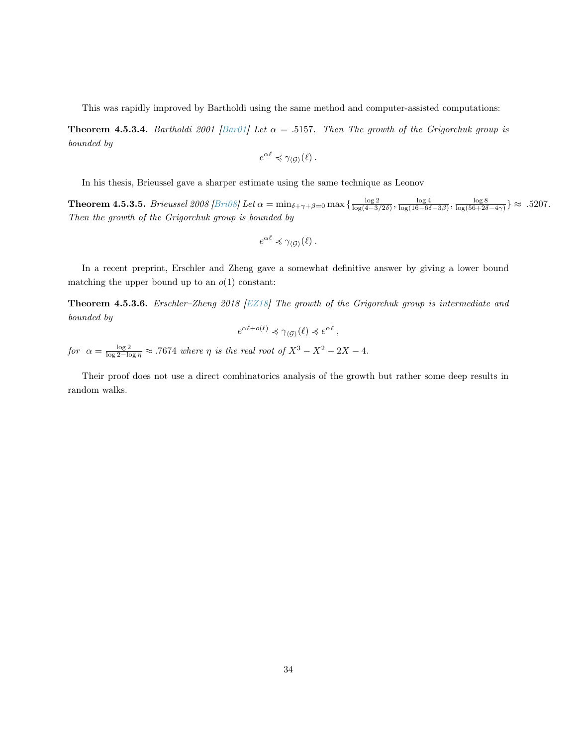This was rapidly improved by Bartholdi using the same method and computer-assisted computations:

**Theorem 4.5.3.4.** *Bartholdi 2001 [Bar01] Let $\alpha = .5157$. Then The growth of the Grigorchuk group is bounded by*

$$e^{\alpha\ell} \preccurlyeq \gamma_{\langle\mathcal{G}\rangle}(\ell)\,.$$

In his thesis, Brieussel gave a sharper estimate using the same technique as Leonov

**Theorem 4.5.3.5.** *Brieussel 2008 [Bri08] Let $\alpha = \min_{\delta+\gamma+\beta=0} \max\{\frac{\log 2}{\log(4-3/2\delta)}, \frac{\log 4}{\log(16-6\delta-3\beta)}, \frac{\log 8}{\log(56+2\delta-4\gamma)}\} \approx .5207$. Then the growth of the Grigorchuk group is bounded by*

$$e^{\alpha\ell} \preccurlyeq \gamma_{\langle\mathcal{G}\rangle}(\ell)\,.$$

In a recent preprint, Erschler and Zheng gave a somewhat definitive answer by giving a lower bound matching the upper bound up to an $o(1)$ constant:

**Theorem 4.5.3.6.** *Erschler–Zheng 2018 [EZ18] The growth of the Grigorchuk group is intermediate and bounded by*

$$e^{\alpha\ell+o(\ell)} \preccurlyeq \gamma_{\langle\mathcal{G}\rangle}(\ell) \preccurlyeq e^{\alpha\ell}\,,$$

*for* $\alpha = \frac{\log 2}{\log 2 - \log\eta} \approx .7674$ *where $\eta$ is the real root of $X^3 - X^2 - 2X - 4$.*

Their proof does not use a direct combinatorics analysis of the growth but rather some deep results in random walks.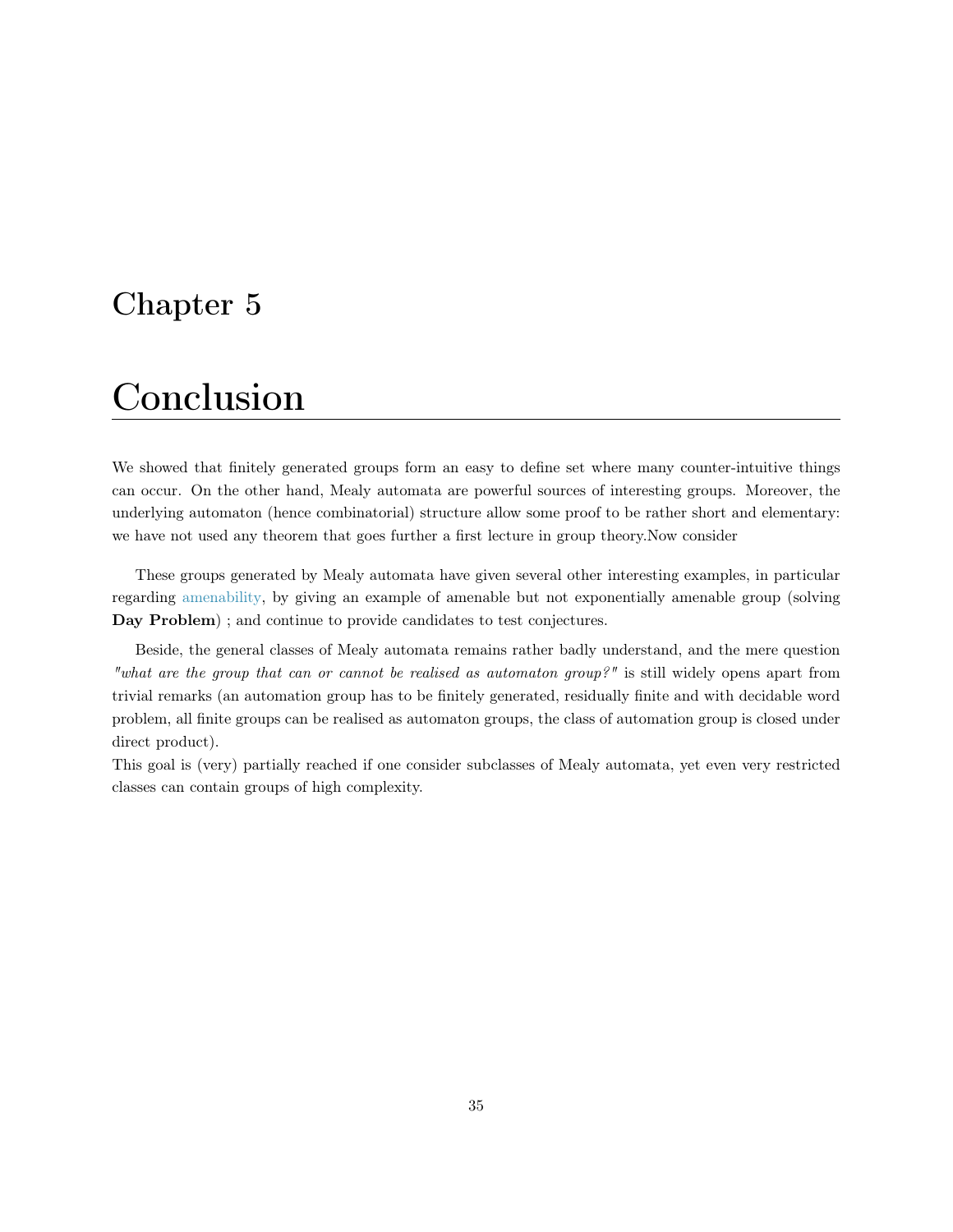# Chapter 5

# Conclusion

We showed that finitely generated groups form an easy to define set where many counter-intuitive things can occur. On the other hand, Mealy automata are powerful sources of interesting groups. Moreover, the underlying automaton (hence combinatorial) structure allow some proof to be rather short and elementary: we have not used any theorem that goes further a first lecture in group theory.Now consider

These groups generated by Mealy automata have given several other interesting examples, in particular regarding amenability, by giving an example of amenable but not exponentially amenable group (solving **Day Problem**) ; and continue to provide candidates to test conjectures.

Beside, the general classes of Mealy automata remains rather badly understand, and the mere question *"what are the group that can or cannot be realised as automaton group?"* is still widely opens apart from trivial remarks (an automation group has to be finitely generated, residually finite and with decidable word problem, all finite groups can be realised as automaton groups, the class of automation group is closed under direct product).
This goal is (very) partially reached if one consider subclasses of Mealy automata, yet even very restricted classes can contain groups of high complexity.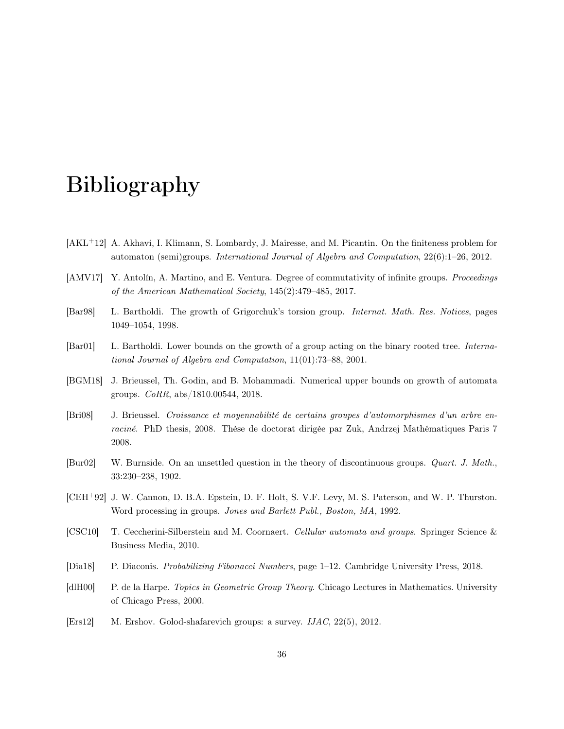# Bibliography

[AKL$^+$12] A. Akhavi, I. Klimann, S. Lombardy, J. Mairesse, and M. Picantin. On the finiteness problem for automaton (semi)groups. *International Journal of Algebra and Computation*, 22(6):1–26, 2012.

[AMV17] Y. Antolín, A. Martino, and E. Ventura. Degree of commutativity of infinite groups. *Proceedings of the American Mathematical Society*, 145(2):479–485, 2017.

[Bar98] L. Bartholdi. The growth of Grigorchuk's torsion group. *Internat. Math. Res. Notices*, pages 1049–1054, 1998.

[Bar01] L. Bartholdi. Lower bounds on the growth of a group acting on the binary rooted tree. *International Journal of Algebra and Computation*, 11(01):73–88, 2001.

[BGM18] J. Brieussel, Th. Godin, and B. Mohammadi. Numerical upper bounds on growth of automata groups. *CoRR*, abs/1810.00544, 2018.

[Bri08] J. Brieussel. *Croissance et moyennabilité de certains groupes d'automorphismes d'un arbre enraciné*. PhD thesis, 2008. Thèse de doctorat dirigée par Zuk, Andrzej Mathématiques Paris 7 2008.

[Bur02] W. Burnside. On an unsettled question in the theory of discontinuous groups. *Quart. J. Math.*, 33:230–238, 1902.

[CEH$^+$92] J. W. Cannon, D. B.A. Epstein, D. F. Holt, S. V.F. Levy, M. S. Paterson, and W. P. Thurston. Word processing in groups. *Jones and Barlett Publ., Boston, MA*, 1992.

[CSC10] T. Ceccherini-Silberstein and M. Coornaert. *Cellular automata and groups*. Springer Science & Business Media, 2010.

[Dia18] P. Diaconis. *Probabilizing Fibonacci Numbers*, page 1–12. Cambridge University Press, 2018.

[dlH00] P. de la Harpe. *Topics in Geometric Group Theory*. Chicago Lectures in Mathematics. University of Chicago Press, 2000.

[Ers12] M. Ershov. Golod-shafarevich groups: a survey. *IJAC*, 22(5), 2012.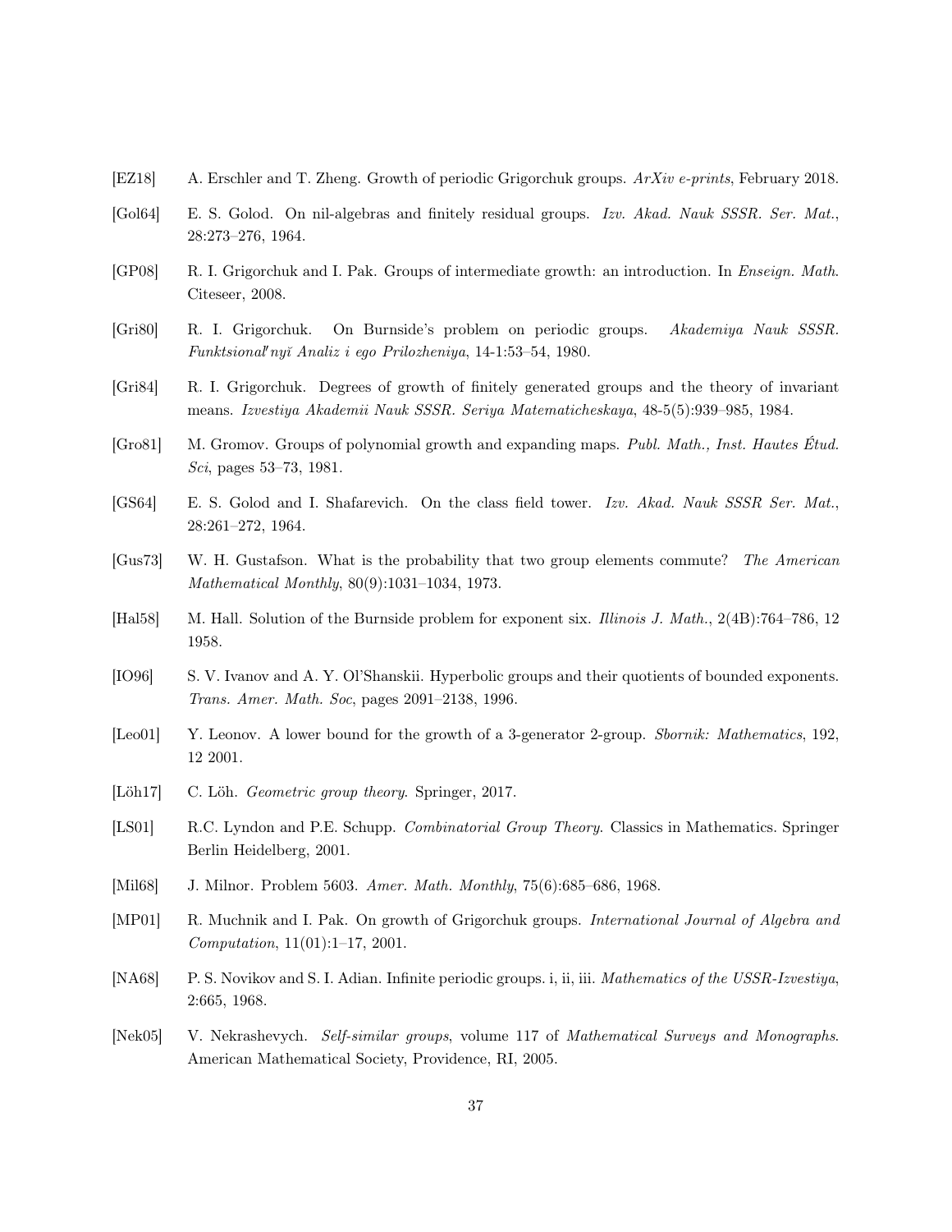[EZ18] A. Erschler and T. Zheng. Growth of periodic Grigorchuk groups. *ArXiv e-prints*, February 2018.

[Gol64] E. S. Golod. On nil-algebras and finitely residual groups. *Izv. Akad. Nauk SSSR. Ser. Mat.*, 28:273–276, 1964.

[GP08] R. I. Grigorchuk and I. Pak. Groups of intermediate growth: an introduction. In *Enseign. Math.* Citeseer, 2008.

[Gri80] R. I. Grigorchuk. On Burnside's problem on periodic groups. *Akademiya Nauk SSSR. Funktsional′nyĭ Analiz i ego Prilozheniya*, 14-1:53–54, 1980.

[Gri84] R. I. Grigorchuk. Degrees of growth of finitely generated groups and the theory of invariant means. *Izvestiya Akademii Nauk SSSR. Seriya Matematicheskaya*, 48-5(5):939–985, 1984.

[Gro81] M. Gromov. Groups of polynomial growth and expanding maps. *Publ. Math., Inst. Hautes Étud. Sci*, pages 53–73, 1981.

[GS64] E. S. Golod and I. Shafarevich. On the class field tower. *Izv. Akad. Nauk SSSR Ser. Mat.*, 28:261–272, 1964.

[Gus73] W. H. Gustafson. What is the probability that two group elements commute? *The American Mathematical Monthly*, 80(9):1031–1034, 1973.

[Hal58] M. Hall. Solution of the Burnside problem for exponent six. *Illinois J. Math.*, 2(4B):764–786, 12 1958.

[IO96] S. V. Ivanov and A. Y. Ol'Shanskii. Hyperbolic groups and their quotients of bounded exponents. *Trans. Amer. Math. Soc*, pages 2091–2138, 1996.

[Leo01] Y. Leonov. A lower bound for the growth of a 3-generator 2-group. *Sbornik: Mathematics*, 192, 12 2001.

[Löh17] C. Löh. *Geometric group theory*. Springer, 2017.

[LS01] R.C. Lyndon and P.E. Schupp. *Combinatorial Group Theory*. Classics in Mathematics. Springer Berlin Heidelberg, 2001.

[Mil68] J. Milnor. Problem 5603. *Amer. Math. Monthly*, 75(6):685–686, 1968.

[MP01] R. Muchnik and I. Pak. On growth of Grigorchuk groups. *International Journal of Algebra and Computation*, 11(01):1–17, 2001.

[NA68] P. S. Novikov and S. I. Adian. Infinite periodic groups. i, ii, iii. *Mathematics of the USSR-Izvestiya*, 2:665, 1968.

[Nek05] V. Nekrashevych. *Self-similar groups*, volume 117 of *Mathematical Surveys and Monographs*. American Mathematical Society, Providence, RI, 2005.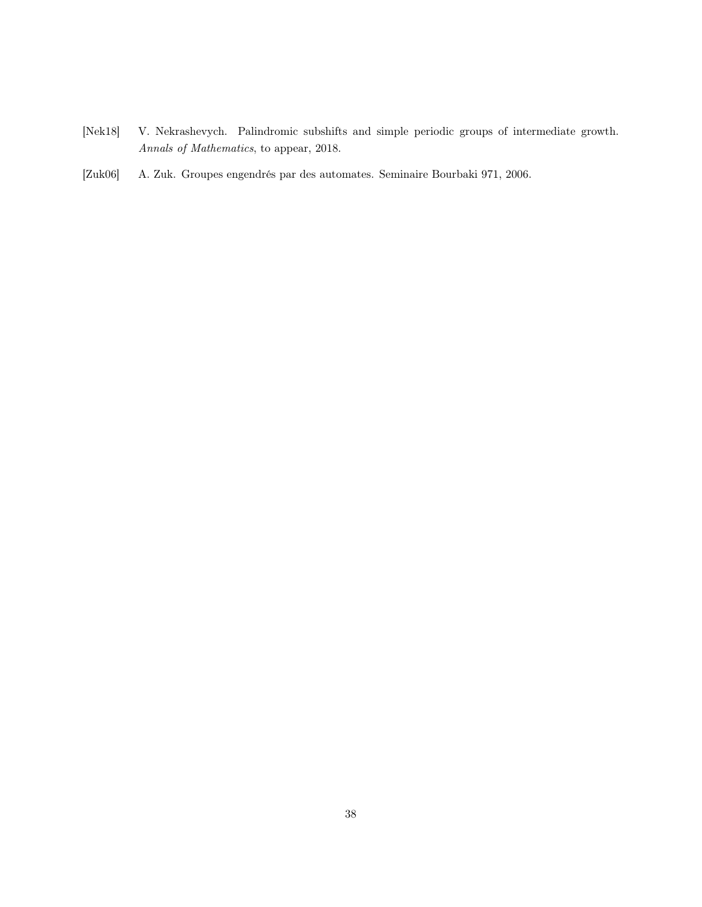[Nek18] V. Nekrashevych. Palindromic subshifts and simple periodic groups of intermediate growth. *Annals of Mathematics*, to appear, 2018.

[Zuk06] A. Zuk. Groupes engendrés par des automates. Seminaire Bourbaki 971, 2006.